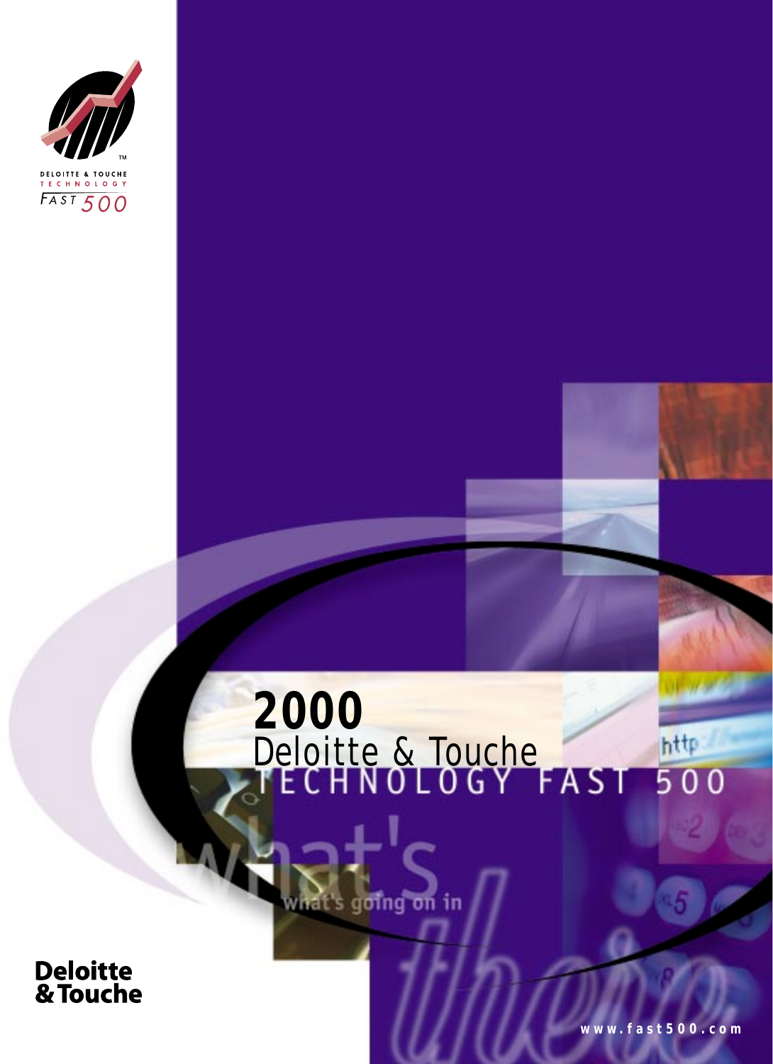DELOITTE & TOUCHE TECHNOLOGY FAST 500

# 2000 Deloitte & Touche TECHNOLOGY FAST 500

what's going on in there

Deloitte & Touche

www.fast500.com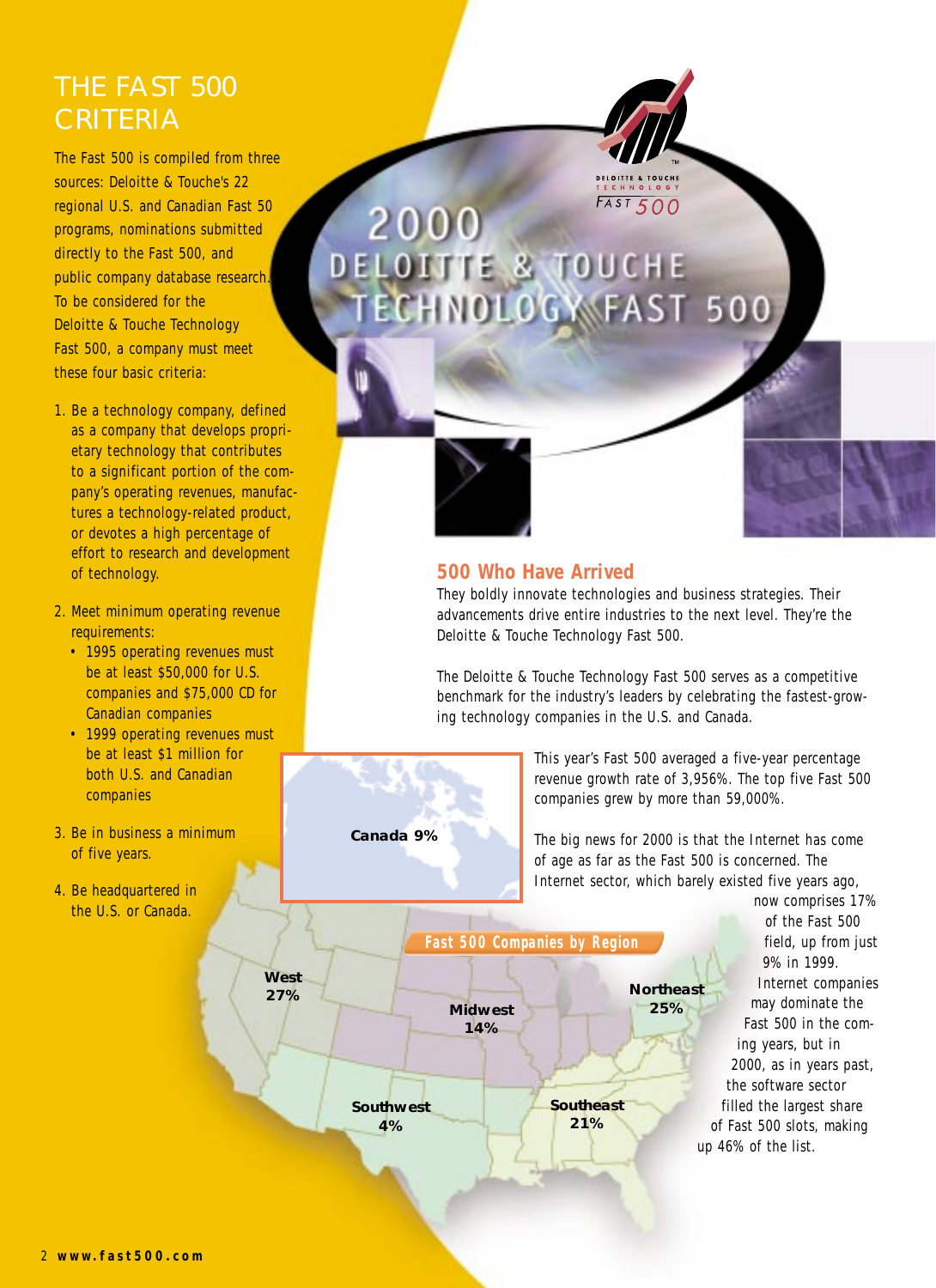## THE FAST 500 CRITERIA

The Fast 500 is compiled from three sources: Deloitte & Touche's 22 regional U.S. and Canadian Fast 50 programs, nominations submitted directly to the Fast 500, and public company database research. To be considered for the Deloitte & Touche Technology Fast 500, a company must meet these four basic criteria:

1. Be a technology company, defined as a company that develops proprietary technology that contributes to a significant portion of the company's operating revenues, manufactures a technology-related product, or devotes a high percentage of effort to research and development of technology.
2. Meet minimum operating revenue requirements:
   - 1995 operating revenues must be at least $50,000 for U.S. companies and $75,000 CD for Canadian companies
   - 1999 operating revenues must be at least $1 million for both U.S. and Canadian companies
3. Be in business a minimum of five years.
4. Be headquartered in the U.S. or Canada.

# 2000 DELOITTE & TOUCHE TECHNOLOGY FAST 500

## 500 Who Have Arrived

They boldly innovate technologies and business strategies. Their advancements drive entire industries to the next level. They're the Deloitte & Touche Technology Fast 500.

The Deloitte & Touche Technology Fast 500 serves as a competitive benchmark for the industry's leaders by celebrating the fastest-growing technology companies in the U.S. and Canada.

This year's Fast 500 averaged a five-year percentage revenue growth rate of 3,956%. The top five Fast 500 companies grew by more than 59,000%.

The big news for 2000 is that the Internet has come of age as far as the Fast 500 is concerned. The Internet sector, which barely existed five years ago, now comprises 17% of the Fast 500 field, up from just 9% in 1999. Internet companies may dominate the Fast 500 in the coming years, but in 2000, as in years past, the software sector filled the largest share of Fast 500 slots, making up 46% of the list.

**Fast 500 Companies by Region**

| Region | Share |
|---|---|
| Canada | 9% |
| West | 27% |
| Midwest | 14% |
| Northeast | 25% |
| Southwest | 4% |
| Southeast | 21% |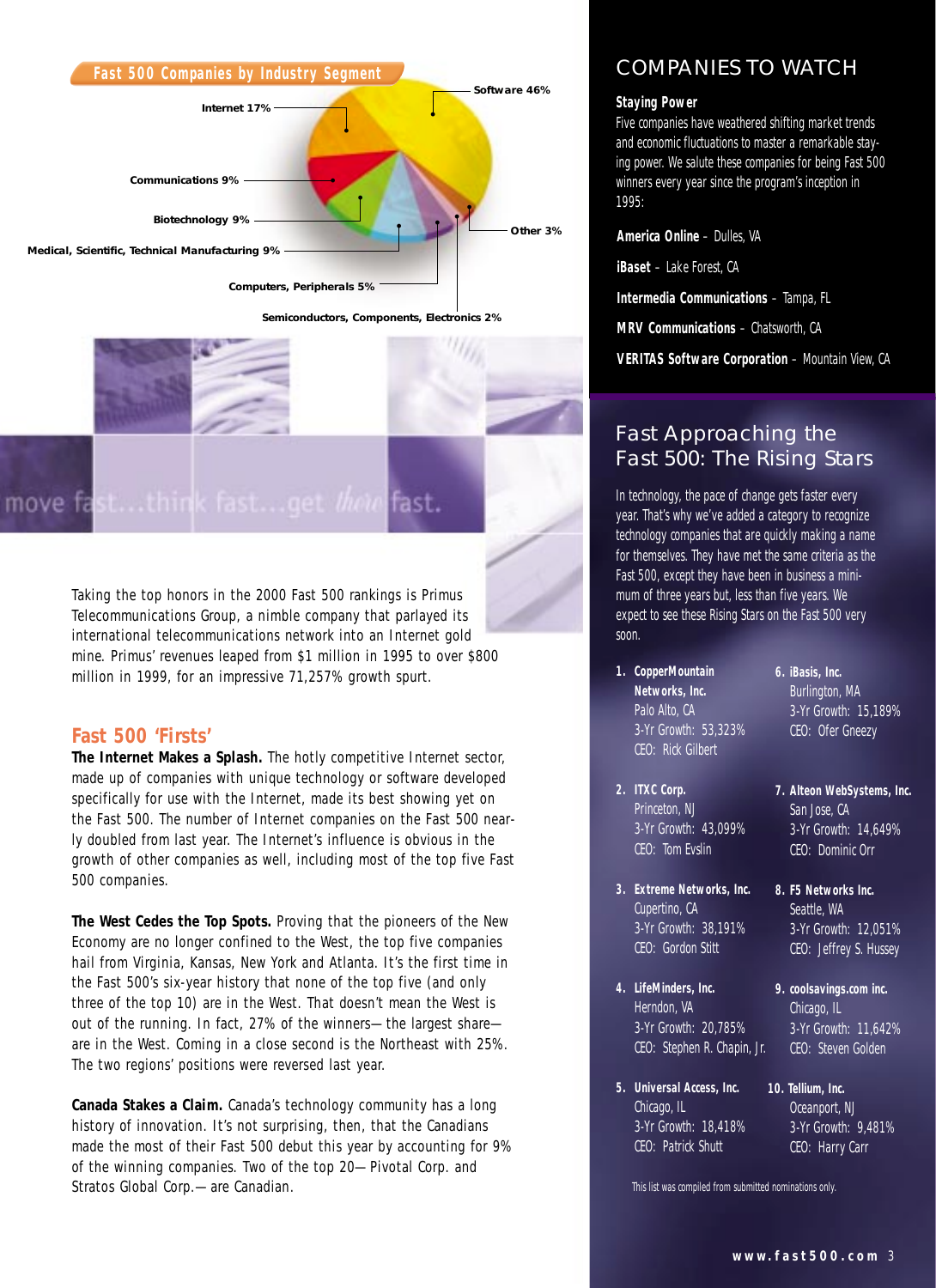## Fast 500 Companies by Industry Segment

- Software 46%
- Internet 17%
- Communications 9%
- Biotechnology 9%
- Medical, Scientific, Technical Manufacturing 9%
- Computers, Peripherals 5%
- Other 3%
- Semiconductors, Components, Electronics 2%

move fast...think fast...get *there* fast.

Taking the top honors in the 2000 Fast 500 rankings is Primus Telecommunications Group, a nimble company that parlayed its international telecommunications network into an Internet gold mine. Primus' revenues leaped from $1 million in 1995 to over $800 million in 1999, for an impressive 71,257% growth spurt.

## Fast 500 'Firsts'

**The Internet Makes a Splash.** The hotly competitive Internet sector, made up of companies with unique technology or software developed specifically for use with the Internet, made its best showing yet on the Fast 500. The number of Internet companies on the Fast 500 nearly doubled from last year. The Internet's influence is obvious in the growth of other companies as well, including most of the top five Fast 500 companies.

**The West Cedes the Top Spots.** Proving that the pioneers of the New Economy are no longer confined to the West, the top five companies hail from Virginia, Kansas, New York and Atlanta. It's the first time in the Fast 500's six-year history that none of the top five (and only three of the top 10) are in the West. That doesn't mean the West is out of the running. In fact, 27% of the winners—the largest share—are in the West. Coming in a close second is the Northeast with 25%. The two regions' positions were reversed last year.

**Canada Stakes a Claim.** Canada's technology community has a long history of innovation. It's not surprising, then, that the Canadians made the most of their Fast 500 debut this year by accounting for 9% of the winning companies. Two of the top 20—Pivotal Corp. and Stratos Global Corp.—are Canadian.

## COMPANIES TO WATCH

### Staying Power

Five companies have weathered shifting market trends and economic fluctuations to master a remarkable staying power. We salute these companies for being Fast 500 winners every year since the program's inception in 1995:

**America Online** – Dulles, VA

**iBaset** – Lake Forest, CA

**Intermedia Communications** – Tampa, FL

**MRV Communications** – Chatsworth, CA

**VERITAS Software Corporation** – Mountain View, CA

## Fast Approaching the Fast 500: The Rising Stars

In technology, the pace of change gets faster every year. That's why we've added a category to recognize technology companies that are quickly making a name for themselves. They have met the same criteria as the Fast 500, except they have been in business a minimum of three years but, less than five years. We expect to see these Rising Stars on the Fast 500 very soon.

1. **CopperMountain Networks, Inc.**
   Palo Alto, CA
   3-Yr Growth: 53,323%
   CEO: Rick Gilbert
2. **ITXC Corp.**
   Princeton, NJ
   3-Yr Growth: 43,099%
   CEO: Tom Evslin
3. **Extreme Networks, Inc.**
   Cupertino, CA
   3-Yr Growth: 38,191%
   CEO: Gordon Stitt
4. **LifeMinders, Inc.**
   Herndon, VA
   3-Yr Growth: 20,785%
   CEO: Stephen R. Chapin, Jr.
5. **Universal Access, Inc.**
   Chicago, IL
   3-Yr Growth: 18,418%
   CEO: Patrick Shutt
6. **iBasis, Inc.**
   Burlington, MA
   3-Yr Growth: 15,189%
   CEO: Ofer Gneezy
7. **Alteon WebSystems, Inc.**
   San Jose, CA
   3-Yr Growth: 14,649%
   CEO: Dominic Orr
8. **F5 Networks Inc.**
   Seattle, WA
   3-Yr Growth: 12,051%
   CEO: Jeffrey S. Hussey
9. **coolsavings.com inc.**
   Chicago, IL
   3-Yr Growth: 11,642%
   CEO: Steven Golden
10. **Tellium, Inc.**
    Oceanport, NJ
    3-Yr Growth: 9,481%
    CEO: Harry Carr

This list was compiled from submitted nominations only.

www.fast500.com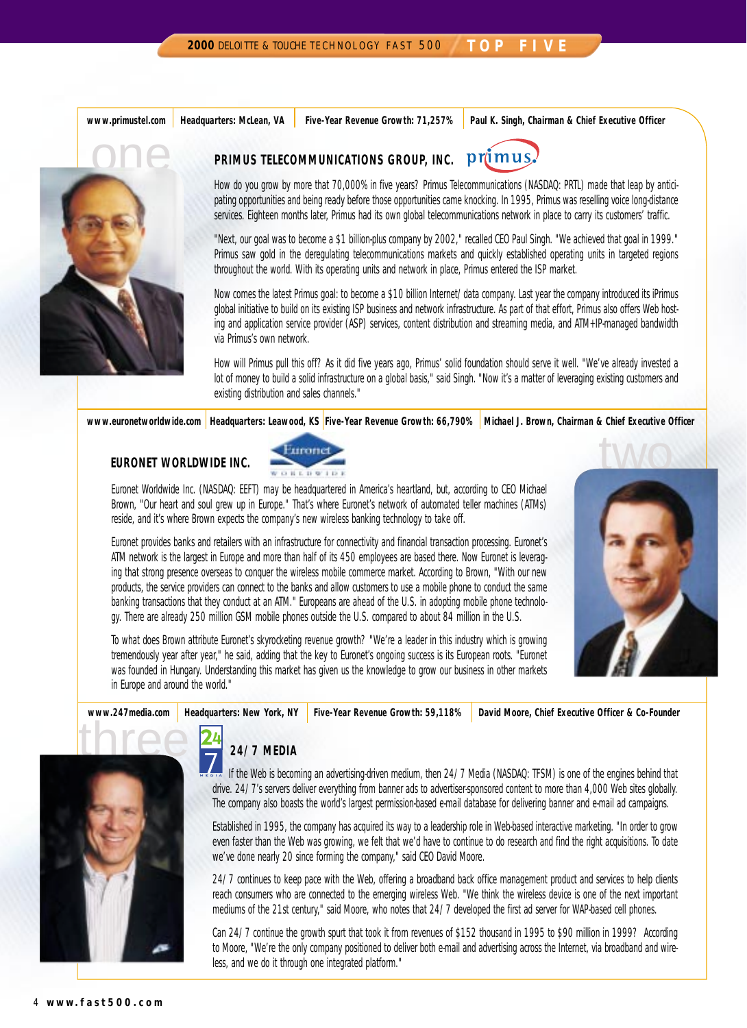# one

**www.primustel.com** | **Headquarters: McLean, VA** | **Five-Year Revenue Growth: 71,257%** | **Paul K. Singh, Chairman & Chief Executive Officer**

## PRIMUS TELECOMMUNICATIONS GROUP, INC.

How do you grow by more that 70,000% in five years? Primus Telecommunications (NASDAQ: PRTL) made that leap by anticipating opportunities and being ready before those opportunities came knocking. In 1995, Primus was reselling voice long-distance services. Eighteen months later, Primus had its own global telecommunications network in place to carry its customers' traffic.

"Next, our goal was to become a $1 billion-plus company by 2002," recalled CEO Paul Singh. "We achieved that goal in 1999." Primus saw gold in the deregulating telecommunications markets and quickly established operating units in targeted regions throughout the world. With its operating units and network in place, Primus entered the ISP market.

Now comes the latest Primus goal: to become a $10 billion Internet/ data company. Last year the company introduced its iPrimus global initiative to build on its existing ISP business and network infrastructure. As part of that effort, Primus also offers Web hosting and application service provider (ASP) services, content distribution and streaming media, and ATM+IP-managed bandwidth via Primus's own network.

How will Primus pull this off? As it did five years ago, Primus' solid foundation should serve it well. "We've already invested a lot of money to build a solid infrastructure on a global basis," said Singh. "Now it's a matter of leveraging existing customers and existing distribution and sales channels."

# two

**www.euronetworldwide.com** | **Headquarters: Leawood, KS** | **Five-Year Revenue Growth: 66,790%** | **Michael J. Brown, Chairman & Chief Executive Officer**

## EURONET WORLDWIDE INC.

Euronet Worldwide Inc. (NASDAQ: EEFT) may be headquartered in America's heartland, but, according to CEO Michael Brown, "Our heart and soul grew up in Europe." That's where Euronet's network of automated teller machines (ATMs) reside, and it's where Brown expects the company's new wireless banking technology to take off.

Euronet provides banks and retailers with an infrastructure for connectivity and financial transaction processing. Euronet's ATM network is the largest in Europe and more than half of its 450 employees are based there. Now Euronet is leveraging that strong presence overseas to conquer the wireless mobile commerce market. According to Brown, "With our new products, the service providers can connect to the banks and allow customers to use a mobile phone to conduct the same banking transactions that they conduct at an ATM." Europeans are ahead of the U.S. in adopting mobile phone technology. There are already 250 million GSM mobile phones outside the U.S. compared to about 84 million in the U.S.

To what does Brown attribute Euronet's skyrocketing revenue growth? "We're a leader in this industry which is growing tremendously year after year," he said, adding that the key to Euronet's ongoing success is its European roots. "Euronet was founded in Hungary. Understanding this market has given us the knowledge to grow our business in other markets in Europe and around the world."

# three

**www.247media.com** | **Headquarters: New York, NY** | **Five-Year Revenue Growth: 59,118%** | **David Moore, Chief Executive Officer & Co-Founder**

## 24/7 MEDIA

If the Web is becoming an advertising-driven medium, then 24/7 Media (NASDAQ: TFSM) is one of the engines behind that drive. 24/7's servers deliver everything from banner ads to advertiser-sponsored content to more than 4,000 Web sites globally. The company also boasts the world's largest permission-based e-mail database for delivering banner and e-mail ad campaigns.

Established in 1995, the company has acquired its way to a leadership role in Web-based interactive marketing. "In order to grow even faster than the Web was growing, we felt that we'd have to continue to do research and find the right acquisitions. To date we've done nearly 20 since forming the company," said CEO David Moore.

24/7 continues to keep pace with the Web, offering a broadband back office management product and services to help clients reach consumers who are connected to the emerging wireless Web. "We think the wireless device is one of the next important mediums of the 21st century," said Moore, who notes that 24/7 developed the first ad server for WAP-based cell phones.

Can 24/7 continue the growth spurt that took it from revenues of $152 thousand in 1995 to $90 million in 1999? According to Moore, "We're the only company positioned to deliver both e-mail and advertising across the Internet, via broadband and wireless, and we do it through one integrated platform."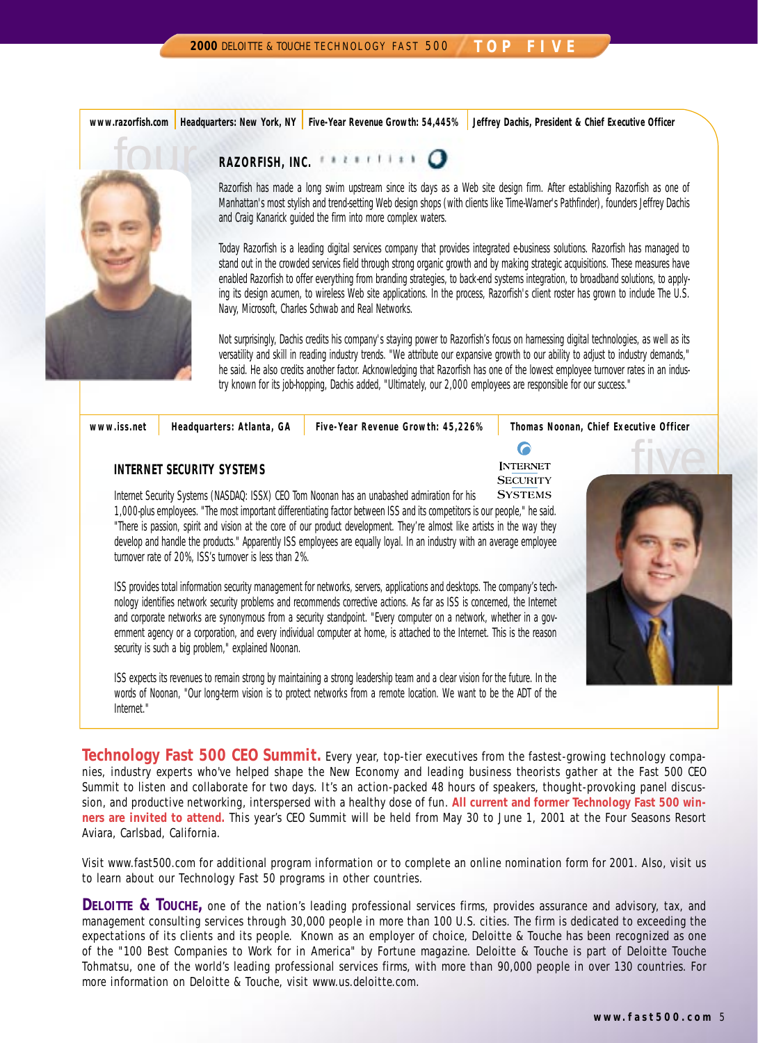www.razorfish.com | Headquarters: New York, NY | Five-Year Revenue Growth: 54,445% | Jeffrey Dachis, President & Chief Executive Officer

four

## RAZORFISH, INC.

Razorfish has made a long swim upstream since its days as a Web site design firm. After establishing Razorfish as one of Manhattan's most stylish and trend-setting Web design shops (with clients like Time-Warner's Pathfinder), founders Jeffrey Dachis and Craig Kanarick guided the firm into more complex waters.

Today Razorfish is a leading digital services company that provides integrated e-business solutions. Razorfish has managed to stand out in the crowded services field through strong organic growth and by making strategic acquisitions. These measures have enabled Razorfish to offer everything from branding strategies, to back-end systems integration, to broadband solutions, to applying its design acumen, to wireless Web site applications. In the process, Razorfish's client roster has grown to include The U.S. Navy, Microsoft, Charles Schwab and Real Networks.

Not surprisingly, Dachis credits his company's staying power to Razorfish's focus on harnessing digital technologies, as well as its versatility and skill in reading industry trends. "We attribute our expansive growth to our ability to adjust to industry demands," he said. He also credits another factor. Acknowledging that Razorfish has one of the lowest employee turnover rates in an industry known for its job-hopping, Dachis added, "Ultimately, our 2,000 employees are responsible for our success."

www.iss.net | Headquarters: Atlanta, GA | Five-Year Revenue Growth: 45,226% | Thomas Noonan, Chief Executive Officer

five

## INTERNET SECURITY SYSTEMS

Internet Security Systems (NASDAQ: ISSX) CEO Tom Noonan has an unabashed admiration for his 1,000-plus employees. "The most important differentiating factor between ISS and its competitors is our people," he said. "There is passion, spirit and vision at the core of our product development. They're almost like artists in the way they develop and handle the products." Apparently ISS employees are equally loyal. In an industry with an average employee turnover rate of 20%, ISS's turnover is less than 2%.

ISS provides total information security management for networks, servers, applications and desktops. The company's technology identifies network security problems and recommends corrective actions. As far as ISS is concerned, the Internet and corporate networks are synonymous from a security standpoint. "Every computer on a network, whether in a government agency or a corporation, and every individual computer at home, is attached to the Internet. This is the reason security is such a big problem," explained Noonan.

ISS expects its revenues to remain strong by maintaining a strong leadership team and a clear vision for the future. In the words of Noonan, "Our long-term vision is to protect networks from a remote location. We want to be the ADT of the Internet."

**Technology Fast 500 CEO Summit.** Every year, top-tier executives from the fastest-growing technology companies, industry experts who've helped shape the New Economy and leading business theorists gather at the Fast 500 CEO Summit to listen and collaborate for two days. It's an action-packed 48 hours of speakers, thought-provoking panel discussion, and productive networking, interspersed with a healthy dose of fun. **All current and former Technology Fast 500 winners are invited to attend.** This year's CEO Summit will be held from May 30 to June 1, 2001 at the Four Seasons Resort Aviara, Carlsbad, California.

Visit www.fast500.com for additional program information or to complete an online nomination form for 2001. Also, visit us to learn about our Technology Fast 50 programs in other countries.

**DELOITTE & TOUCHE,** one of the nation's leading professional services firms, provides assurance and advisory, tax, and management consulting services through 30,000 people in more than 100 U.S. cities. The firm is dedicated to exceeding the expectations of its clients and its people. Known as an employer of choice, Deloitte & Touche has been recognized as one of the "100 Best Companies to Work for in America" by Fortune magazine. Deloitte & Touche is part of Deloitte Touche Tohmatsu, one of the world's leading professional services firms, with more than 90,000 people in over 130 countries. For more information on Deloitte & Touche, visit www.us.deloitte.com.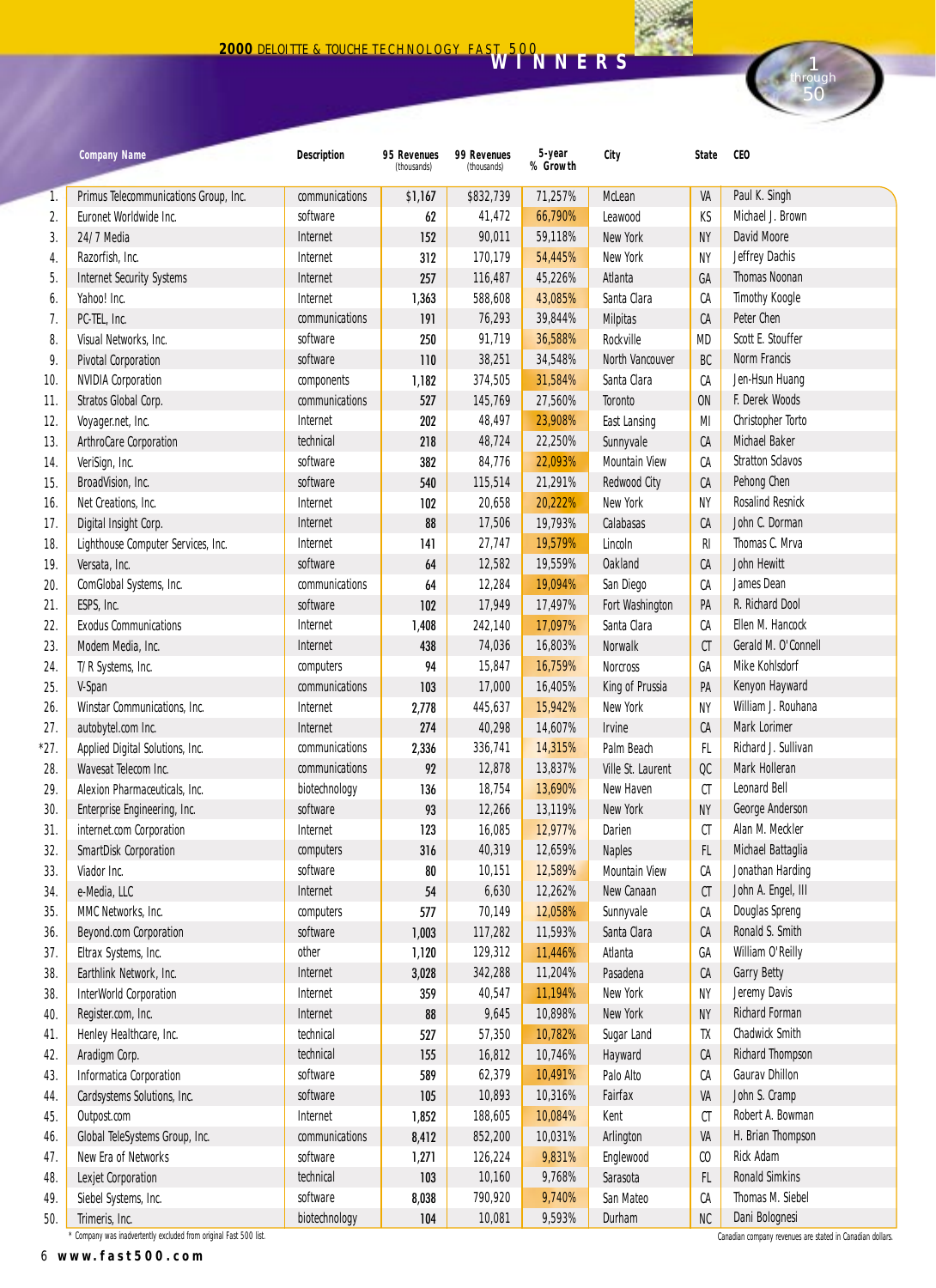# 2000 DELOITTE & TOUCHE TECHNOLOGY FAST 500 WINNERS

## 1 through 50

| | Company Name | Description | 95 Revenues (thousands) | 99 Revenues (thousands) | 5-year % Growth | City | State | CEO |
|---|---|---|---|---|---|---|---|---|
| 1. | Primus Telecommunications Group, Inc. | communications | $1,167 | $832,739 | 71,257% | McLean | VA | Paul K. Singh |
| 2. | Euronet Worldwide Inc. | software | 62 | 41,472 | 66,790% | Leawood | KS | Michael J. Brown |
| 3. | 24/7 Media | Internet | 152 | 90,011 | 59,118% | New York | NY | David Moore |
| 4. | Razorfish, Inc. | Internet | 312 | 170,179 | 54,445% | New York | NY | Jeffrey Dachis |
| 5. | Internet Security Systems | Internet | 257 | 116,487 | 45,226% | Atlanta | GA | Thomas Noonan |
| 6. | Yahoo! Inc. | Internet | 1,363 | 588,608 | 43,085% | Santa Clara | CA | Timothy Koogle |
| 7. | PC-TEL, Inc. | communications | 191 | 76,293 | 39,844% | Milpitas | CA | Peter Chen |
| 8. | Visual Networks, Inc. | software | 250 | 91,719 | 36,588% | Rockville | MD | Scott E. Stouffer |
| 9. | Pivotal Corporation | software | 110 | 38,251 | 34,548% | North Vancouver | BC | Norm Francis |
| 10. | NVIDIA Corporation | components | 1,182 | 374,505 | 31,584% | Santa Clara | CA | Jen-Hsun Huang |
| 11. | Stratos Global Corp. | communications | 527 | 145,769 | 27,560% | Toronto | ON | F. Derek Woods |
| 12. | Voyager.net, Inc. | Internet | 202 | 48,497 | 23,908% | East Lansing | MI | Christopher Torto |
| 13. | ArthroCare Corporation | technical | 218 | 48,724 | 22,250% | Sunnyvale | CA | Michael Baker |
| 14. | VeriSign, Inc. | software | 382 | 84,776 | 22,093% | Mountain View | CA | Stratton Sclavos |
| 15. | BroadVision, Inc. | software | 540 | 115,514 | 21,291% | Redwood City | CA | Pehong Chen |
| 16. | Net Creations, Inc. | Internet | 102 | 20,658 | 20,222% | New York | NY | Rosalind Resnick |
| 17. | Digital Insight Corp. | Internet | 88 | 17,506 | 19,793% | Calabasas | CA | John C. Dorman |
| 18. | Lighthouse Computer Services, Inc. | Internet | 141 | 27,747 | 19,579% | Lincoln | RI | Thomas C. Mrva |
| 19. | Versata, Inc. | software | 64 | 12,582 | 19,559% | Oakland | CA | John Hewitt |
| 20. | ComGlobal Systems, Inc. | communications | 64 | 12,284 | 19,094% | San Diego | CA | James Dean |
| 21. | ESPS, Inc. | software | 102 | 17,949 | 17,497% | Fort Washington | PA | R. Richard Dool |
| 22. | Exodus Communications | Internet | 1,408 | 242,140 | 17,097% | Santa Clara | CA | Ellen M. Hancock |
| 23. | Modem Media, Inc. | Internet | 438 | 74,036 | 16,803% | Norwalk | CT | Gerald M. O'Connell |
| 24. | T/R Systems, Inc. | computers | 94 | 15,847 | 16,759% | Norcross | GA | Mike Kohlsdorf |
| 25. | V-Span | communications | 103 | 17,000 | 16,405% | King of Prussia | PA | Kenyon Hayward |
| 26. | Winstar Communications, Inc. | Internet | 2,778 | 445,637 | 15,942% | New York | NY | William J. Rouhana |
| 27. | autobytel.com Inc. | Internet | 274 | 40,298 | 14,607% | Irvine | CA | Mark Lorimer |
| *27. | Applied Digital Solutions, Inc. | communications | 2,336 | 336,741 | 14,315% | Palm Beach | FL | Richard J. Sullivan |
| 28. | Wavesat Telecom Inc. | communications | 92 | 12,878 | 13,837% | Ville St. Laurent | QC | Mark Holleran |
| 29. | Alexion Pharmaceuticals, Inc. | biotechnology | 136 | 18,754 | 13,690% | New Haven | CT | Leonard Bell |
| 30. | Enterprise Engineering, Inc. | software | 93 | 12,266 | 13,119% | New York | NY | George Anderson |
| 31. | internet.com Corporation | Internet | 123 | 16,085 | 12,977% | Darien | CT | Alan M. Meckler |
| 32. | SmartDisk Corporation | computers | 316 | 40,319 | 12,659% | Naples | FL | Michael Battaglia |
| 33. | Viador Inc. | software | 80 | 10,151 | 12,589% | Mountain View | CA | Jonathan Harding |
| 34. | e-Media, LLC | Internet | 54 | 6,630 | 12,262% | New Canaan | CT | John A. Engel, III |
| 35. | MMC Networks, Inc. | computers | 577 | 70,149 | 12,058% | Sunnyvale | CA | Douglas Spreng |
| 36. | Beyond.com Corporation | software | 1,003 | 117,282 | 11,593% | Santa Clara | CA | Ronald S. Smith |
| 37. | Eltrax Systems, Inc. | other | 1,120 | 129,312 | 11,446% | Atlanta | GA | William O'Reilly |
| 38. | Earthlink Network, Inc. | Internet | 3,028 | 342,288 | 11,204% | Pasadena | CA | Garry Betty |
| 38. | InterWorld Corporation | Internet | 359 | 40,547 | 11,194% | New York | NY | Jeremy Davis |
| 40. | Register.com, Inc. | Internet | 88 | 9,645 | 10,898% | New York | NY | Richard Forman |
| 41. | Henley Healthcare, Inc. | technical | 527 | 57,350 | 10,782% | Sugar Land | TX | Chadwick Smith |
| 42. | Aradigm Corp. | technical | 155 | 16,812 | 10,746% | Hayward | CA | Richard Thompson |
| 43. | Informatica Corporation | software | 589 | 62,379 | 10,491% | Palo Alto | CA | Gaurav Dhillon |
| 44. | Cardsystems Solutions, Inc. | software | 105 | 10,893 | 10,316% | Fairfax | VA | John S. Cramp |
| 45. | Outpost.com | Internet | 1,852 | 188,605 | 10,084% | Kent | CT | Robert A. Bowman |
| 46. | Global TeleSystems Group, Inc. | communications | 8,412 | 852,200 | 10,031% | Arlington | VA | H. Brian Thompson |
| 47. | New Era of Networks | software | 1,271 | 126,224 | 9,831% | Englewood | CO | Rick Adam |
| 48. | Lexjet Corporation | technical | 103 | 10,160 | 9,768% | Sarasota | FL | Ronald Simkins |
| 49. | Siebel Systems, Inc. | software | 8,038 | 790,920 | 9,740% | San Mateo | CA | Thomas M. Siebel |
| 50. | Trimeris, Inc. | biotechnology | 104 | 10,081 | 9,593% | Durham | NC | Dani Bolognesi |

* Company was inadvertently excluded from original Fast 500 list.

Canadian company revenues are stated in Canadian dollars.

www.fast500.com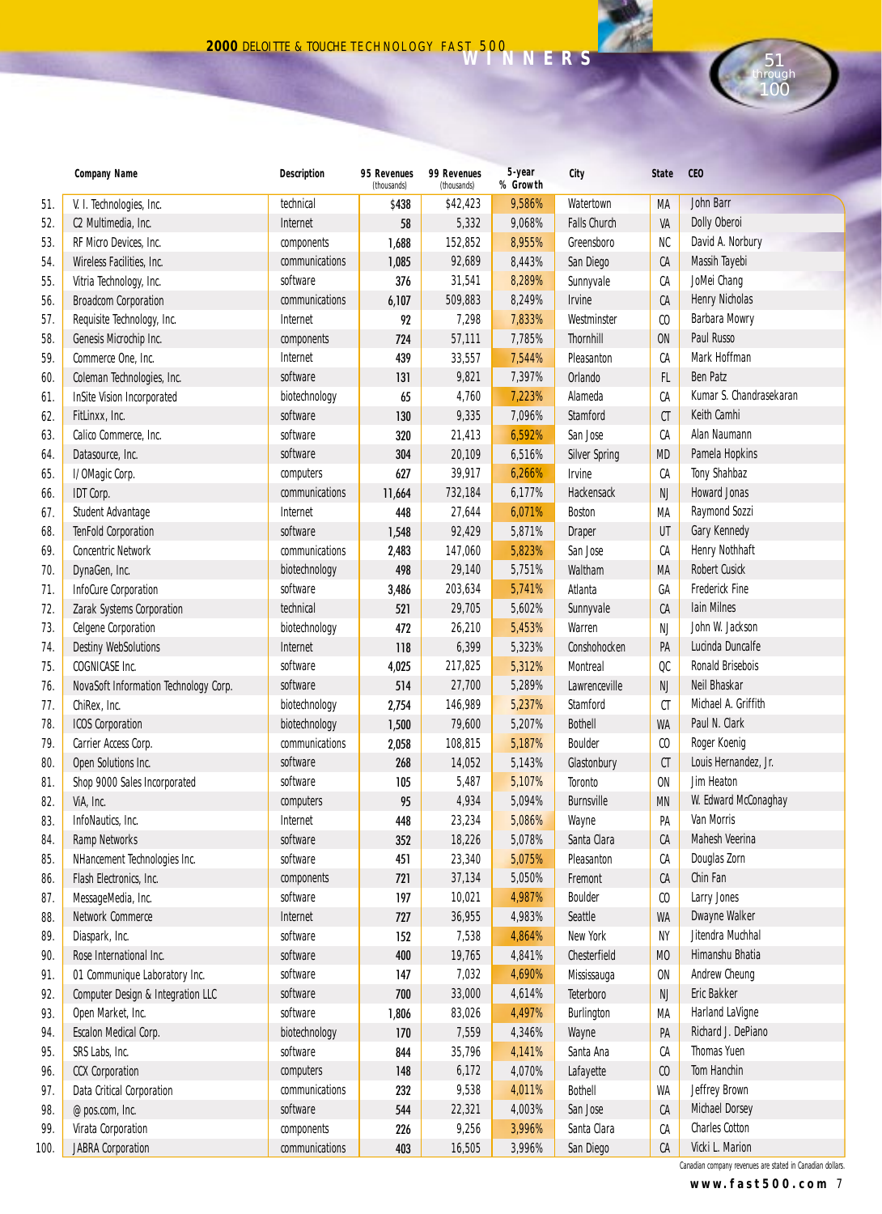# 2000 DELOITTE & TOUCHE TECHNOLOGY FAST 500 WINNERS

## 51 through 100

| | Company Name | Description | 95 Revenues (thousands) | 99 Revenues (thousands) | 5-year % Growth | City | State | CEO |
|---|---|---|---|---|---|---|---|---|
| 51. | V. I. Technologies, Inc. | technical | $438 | $42,423 | 9,586% | Watertown | MA | John Barr |
| 52. | C2 Multimedia, Inc. | Internet | 58 | 5,332 | 9,068% | Falls Church | VA | Dolly Oberoi |
| 53. | RF Micro Devices, Inc. | components | 1,688 | 152,852 | 8,955% | Greensboro | NC | David A. Norbury |
| 54. | Wireless Facilities, Inc. | communications | 1,085 | 92,689 | 8,443% | San Diego | CA | Massih Tayebi |
| 55. | Vitria Technology, Inc. | software | 376 | 31,541 | 8,289% | Sunnyvale | CA | JoMei Chang |
| 56. | Broadcom Corporation | communications | 6,107 | 509,883 | 8,249% | Irvine | CA | Henry Nicholas |
| 57. | Requisite Technology, Inc. | Internet | 92 | 7,298 | 7,833% | Westminster | CO | Barbara Mowry |
| 58. | Genesis Microchip Inc. | components | 724 | 57,111 | 7,785% | Thornhill | ON | Paul Russo |
| 59. | Commerce One, Inc. | Internet | 439 | 33,557 | 7,544% | Pleasanton | CA | Mark Hoffman |
| 60. | Coleman Technologies, Inc. | software | 131 | 9,821 | 7,397% | Orlando | FL | Ben Patz |
| 61. | InSite Vision Incorporated | biotechnology | 65 | 4,760 | 7,223% | Alameda | CA | Kumar S. Chandrasekaran |
| 62. | FitLinxx, Inc. | software | 130 | 9,335 | 7,096% | Stamford | CT | Keith Camhi |
| 63. | Calico Commerce, Inc. | software | 320 | 21,413 | 6,592% | San Jose | CA | Alan Naumann |
| 64. | Datasource, Inc. | software | 304 | 20,109 | 6,516% | Silver Spring | MD | Pamela Hopkins |
| 65. | I/OMagic Corp. | computers | 627 | 39,917 | 6,266% | Irvine | CA | Tony Shahbaz |
| 66. | IDT Corp. | communications | 11,664 | 732,184 | 6,177% | Hackensack | NJ | Howard Jonas |
| 67. | Student Advantage | Internet | 448 | 27,644 | 6,071% | Boston | MA | Raymond Sozzi |
| 68. | TenFold Corporation | software | 1,548 | 92,429 | 5,871% | Draper | UT | Gary Kennedy |
| 69. | Concentric Network | communications | 2,483 | 147,060 | 5,823% | San Jose | CA | Henry Nothhaft |
| 70. | DynaGen, Inc. | biotechnology | 498 | 29,140 | 5,751% | Waltham | MA | Robert Cusick |
| 71. | InfoCure Corporation | software | 3,486 | 203,634 | 5,741% | Atlanta | GA | Frederick Fine |
| 72. | Zarak Systems Corporation | technical | 521 | 29,705 | 5,602% | Sunnyvale | CA | Iain Milnes |
| 73. | Celgene Corporation | biotechnology | 472 | 26,210 | 5,453% | Warren | NJ | John W. Jackson |
| 74. | Destiny WebSolutions | Internet | 118 | 6,399 | 5,323% | Conshohocken | PA | Lucinda Duncalfe |
| 75. | COGNICASE Inc. | software | 4,025 | 217,825 | 5,312% | Montreal | QC | Ronald Brisebois |
| 76. | NovaSoft Information Technology Corp. | software | 514 | 27,700 | 5,289% | Lawrenceville | NJ | Neil Bhaskar |
| 77. | ChiRex, Inc. | biotechnology | 2,754 | 146,989 | 5,237% | Stamford | CT | Michael A. Griffith |
| 78. | ICOS Corporation | biotechnology | 1,500 | 79,600 | 5,207% | Bothell | WA | Paul N. Clark |
| 79. | Carrier Access Corp. | communications | 2,058 | 108,815 | 5,187% | Boulder | CO | Roger Koenig |
| 80. | Open Solutions Inc. | software | 268 | 14,052 | 5,143% | Glastonbury | CT | Louis Hernandez, Jr. |
| 81. | Shop 9000 Sales Incorporated | software | 105 | 5,487 | 5,107% | Toronto | ON | Jim Heaton |
| 82. | ViA, Inc. | computers | 95 | 4,934 | 5,094% | Burnsville | MN | W. Edward McConaghay |
| 83. | InfoNautics, Inc. | Internet | 448 | 23,234 | 5,086% | Wayne | PA | Van Morris |
| 84. | Ramp Networks | software | 352 | 18,226 | 5,078% | Santa Clara | CA | Mahesh Veerina |
| 85. | NHancement Technologies Inc. | software | 451 | 23,340 | 5,075% | Pleasanton | CA | Douglas Zorn |
| 86. | Flash Electronics, Inc. | components | 721 | 37,134 | 5,050% | Fremont | CA | Chin Fan |
| 87. | MessageMedia, Inc. | software | 197 | 10,021 | 4,987% | Boulder | CO | Larry Jones |
| 88. | Network Commerce | Internet | 727 | 36,955 | 4,983% | Seattle | WA | Dwayne Walker |
| 89. | Diaspark, Inc. | software | 152 | 7,538 | 4,864% | New York | NY | Jitendra Muchhal |
| 90. | Rose International Inc. | software | 400 | 19,765 | 4,841% | Chesterfield | MO | Himanshu Bhatia |
| 91. | 01 Communique Laboratory Inc. | software | 147 | 7,032 | 4,690% | Mississauga | ON | Andrew Cheung |
| 92. | Computer Design & Integration LLC | software | 700 | 33,000 | 4,614% | Teterboro | NJ | Eric Bakker |
| 93. | Open Market, Inc. | software | 1,806 | 83,026 | 4,497% | Burlington | MA | Harland LaVigne |
| 94. | Escalon Medical Corp. | biotechnology | 170 | 7,559 | 4,346% | Wayne | PA | Richard J. DePiano |
| 95. | SRS Labs, Inc. | software | 844 | 35,796 | 4,141% | Santa Ana | CA | Thomas Yuen |
| 96. | CCX Corporation | computers | 148 | 6,172 | 4,070% | Lafayette | CO | Tom Hanchin |
| 97. | Data Critical Corporation | communications | 232 | 9,538 | 4,011% | Bothell | WA | Jeffrey Brown |
| 98. | @pos.com, Inc. | software | 544 | 22,321 | 4,003% | San Jose | CA | Michael Dorsey |
| 99. | Virata Corporation | components | 226 | 9,256 | 3,996% | Santa Clara | CA | Charles Cotton |
| 100. | JABRA Corporation | communications | 403 | 16,505 | 3,996% | San Diego | CA | Vicki L. Marion |

Canadian company revenues are stated in Canadian dollars.

www.fast500.com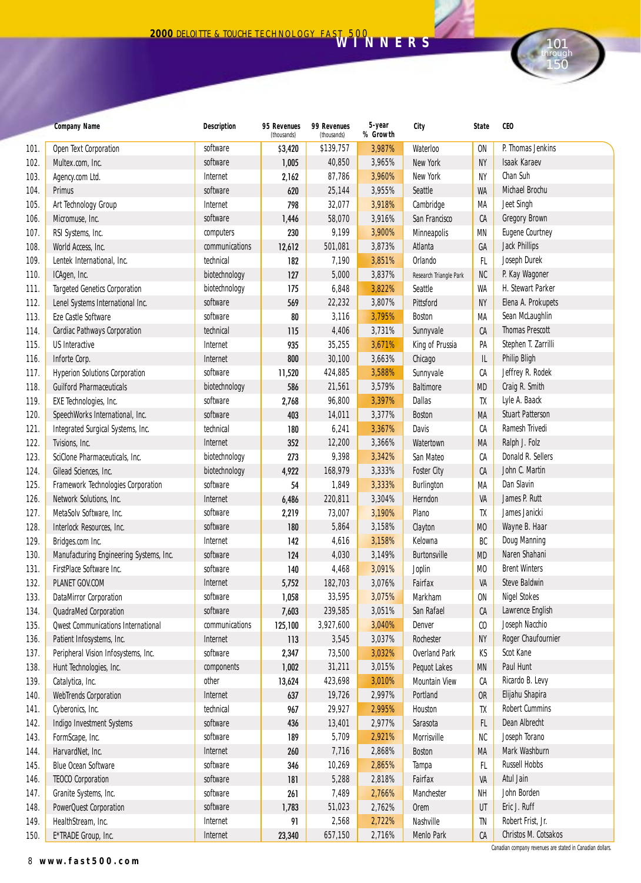# 2000 DELOITTE & TOUCHE TECHNOLOGY FAST 500 WINNERS

## 101 through 150

| | Company Name | Description | 95 Revenues (thousands) | 99 Revenues (thousands) | 5-year % Growth | City | State | CEO |
|---|---|---|---|---|---|---|---|---|
| 101. | Open Text Corporation | software | $3,420 | $139,757 | 3,987% | Waterloo | ON | P. Thomas Jenkins |
| 102. | Multex.com, Inc. | software | 1,005 | 40,850 | 3,965% | New York | NY | Isaak Karaev |
| 103. | Agency.com Ltd. | Internet | 2,162 | 87,786 | 3,960% | New York | NY | Chan Suh |
| 104. | Primus | software | 620 | 25,144 | 3,955% | Seattle | WA | Michael Brochu |
| 105. | Art Technology Group | Internet | 798 | 32,077 | 3,918% | Cambridge | MA | Jeet Singh |
| 106. | Micromuse, Inc. | software | 1,446 | 58,070 | 3,916% | San Francisco | CA | Gregory Brown |
| 107. | RSI Systems, Inc. | computers | 230 | 9,199 | 3,900% | Minneapolis | MN | Eugene Courtney |
| 108. | World Access, Inc. | communications | 12,612 | 501,081 | 3,873% | Atlanta | GA | Jack Phillips |
| 109. | Lentek International, Inc. | technical | 182 | 7,190 | 3,851% | Orlando | FL | Joseph Durek |
| 110. | ICAgen, Inc. | biotechnology | 127 | 5,000 | 3,837% | Research Triangle Park | NC | P. Kay Wagoner |
| 111. | Targeted Genetics Corporation | biotechnology | 175 | 6,848 | 3,822% | Seattle | WA | H. Stewart Parker |
| 112. | Lenel Systems International Inc. | software | 569 | 22,232 | 3,807% | Pittsford | NY | Elena A. Prokupets |
| 113. | Eze Castle Software | software | 80 | 3,116 | 3,795% | Boston | MA | Sean McLaughlin |
| 114. | Cardiac Pathways Corporation | technical | 115 | 4,406 | 3,731% | Sunnyvale | CA | Thomas Prescott |
| 115. | US Interactive | Internet | 935 | 35,255 | 3,671% | King of Prussia | PA | Stephen T. Zarrilli |
| 116. | Inforte Corp. | Internet | 800 | 30,100 | 3,663% | Chicago | IL | Philip Bligh |
| 117. | Hyperion Solutions Corporation | software | 11,520 | 424,885 | 3,588% | Sunnyvale | CA | Jeffrey R. Rodek |
| 118. | Guilford Pharmaceuticals | biotechnology | 586 | 21,561 | 3,579% | Baltimore | MD | Craig R. Smith |
| 119. | EXE Technologies, Inc. | software | 2,768 | 96,800 | 3,397% | Dallas | TX | Lyle A. Baack |
| 120. | SpeechWorks International, Inc. | software | 403 | 14,011 | 3,377% | Boston | MA | Stuart Patterson |
| 121. | Integrated Surgical Systems, Inc. | technical | 180 | 6,241 | 3,367% | Davis | CA | Ramesh Trivedi |
| 122. | Tvisions, Inc. | Internet | 352 | 12,200 | 3,366% | Watertown | MA | Ralph J. Folz |
| 123. | SciClone Pharmaceuticals, Inc. | biotechnology | 273 | 9,398 | 3,342% | San Mateo | CA | Donald R. Sellers |
| 124. | Gilead Sciences, Inc. | biotechnology | 4,922 | 168,979 | 3,333% | Foster City | CA | John C. Martin |
| 125. | Framework Technologies Corporation | software | 54 | 1,849 | 3,333% | Burlington | MA | Dan Slavin |
| 126. | Network Solutions, Inc. | Internet | 6,486 | 220,811 | 3,304% | Herndon | VA | James P. Rutt |
| 127. | MetaSolv Software, Inc. | software | 2,219 | 73,007 | 3,190% | Plano | TX | James Janicki |
| 128. | Interlock Resources, Inc. | software | 180 | 5,864 | 3,158% | Clayton | MO | Wayne B. Haar |
| 129. | Bridges.com Inc. | Internet | 142 | 4,616 | 3,158% | Kelowna | BC | Doug Manning |
| 130. | Manufacturing Engineering Systems, Inc. | software | 124 | 4,030 | 3,149% | Burtonsville | MD | Naren Shahani |
| 131. | FirstPlace Software Inc. | software | 140 | 4,468 | 3,091% | Joplin | MO | Brent Winters |
| 132. | PLANET GOV.COM | Internet | 5,752 | 182,703 | 3,076% | Fairfax | VA | Steve Baldwin |
| 133. | DataMirror Corporation | software | 1,058 | 33,595 | 3,075% | Markham | ON | Nigel Stokes |
| 134. | QuadraMed Corporation | software | 7,603 | 239,585 | 3,051% | San Rafael | CA | Lawrence English |
| 135. | Qwest Communications International | communications | 125,100 | 3,927,600 | 3,040% | Denver | CO | Joseph Nacchio |
| 136. | Patient Infosystems, Inc. | Internet | 113 | 3,545 | 3,037% | Rochester | NY | Roger Chaufournier |
| 137. | Peripheral Vision Infosystems, Inc. | software | 2,347 | 73,500 | 3,032% | Overland Park | KS | Scot Kane |
| 138. | Hunt Technologies, Inc. | components | 1,002 | 31,211 | 3,015% | Pequot Lakes | MN | Paul Hunt |
| 139. | Catalytica, Inc. | other | 13,624 | 423,698 | 3,010% | Mountain View | CA | Ricardo B. Levy |
| 140. | WebTrends Corporation | Internet | 637 | 19,726 | 2,997% | Portland | OR | Elijahu Shapira |
| 141. | Cyberonics, Inc. | technical | 967 | 29,927 | 2,995% | Houston | TX | Robert Cummins |
| 142. | Indigo Investment Systems | software | 436 | 13,401 | 2,977% | Sarasota | FL | Dean Albrecht |
| 143. | FormScape, Inc. | software | 189 | 5,709 | 2,921% | Morrisville | NC | Joseph Torano |
| 144. | HarvardNet, Inc. | Internet | 260 | 7,716 | 2,868% | Boston | MA | Mark Washburn |
| 145. | Blue Ocean Software | software | 346 | 10,269 | 2,865% | Tampa | FL | Russell Hobbs |
| 146. | TEOCO Corporation | software | 181 | 5,288 | 2,818% | Fairfax | VA | Atul Jain |
| 147. | Granite Systems, Inc. | software | 261 | 7,489 | 2,766% | Manchester | NH | John Borden |
| 148. | PowerQuest Corporation | software | 1,783 | 51,023 | 2,762% | Orem | UT | Eric J. Ruff |
| 149. | HealthStream, Inc. | Internet | 91 | 2,568 | 2,722% | Nashville | TN | Robert Frist, Jr. |
| 150. | E*TRADE Group, Inc. | Internet | 23,340 | 657,150 | 2,716% | Menlo Park | CA | Christos M. Cotsakos |

Canadian company revenues are stated in Canadian dollars.

www.fast500.com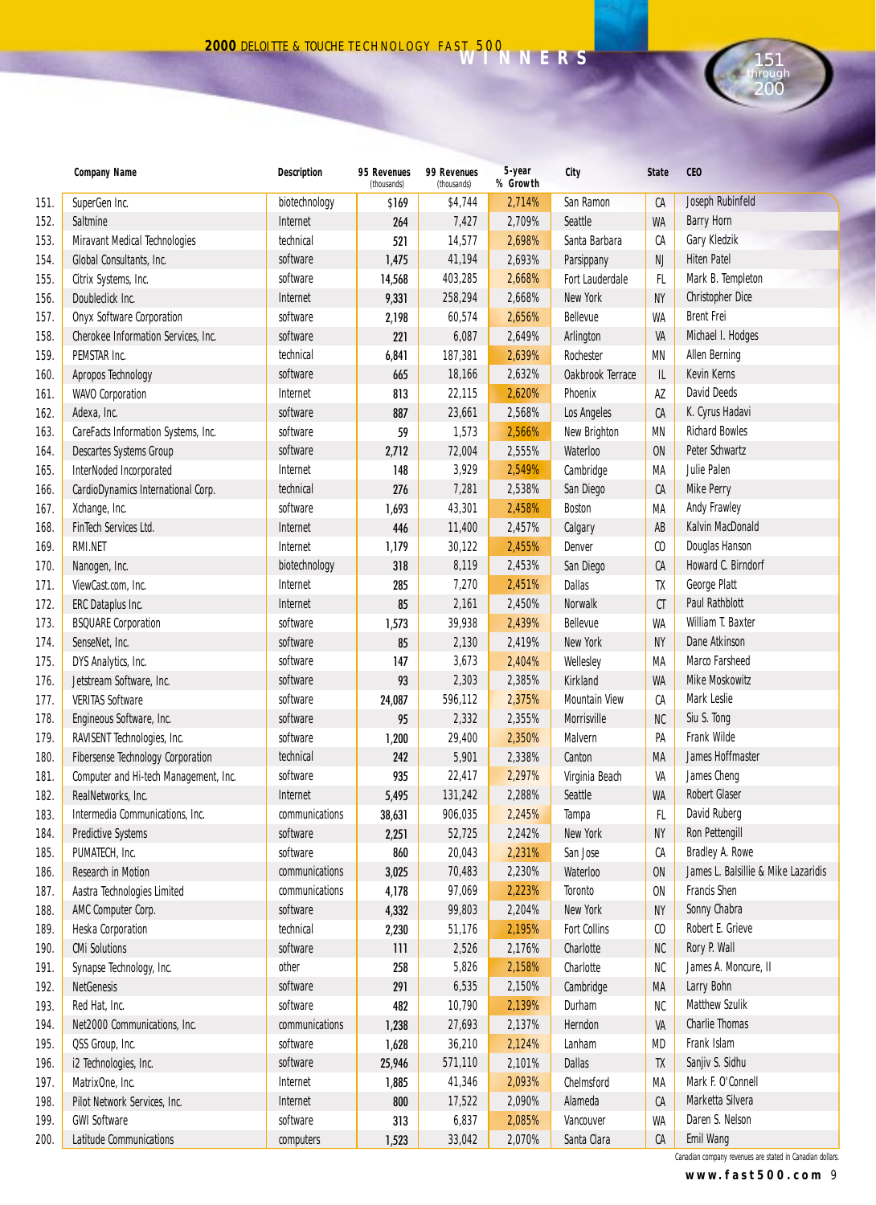# 2000 DELOITTE & TOUCHE TECHNOLOGY FAST 500 WINNERS

## 151 through 200

| | Company Name | Description | 95 Revenues (thousands) | 99 Revenues (thousands) | 5-year % Growth | City | State | CEO |
|---|---|---|---|---|---|---|---|---|
| 151. | SuperGen Inc. | biotechnology | $169 | $4,744 | 2,714% | San Ramon | CA | Joseph Rubinfeld |
| 152. | Saltmine | Internet | 264 | 7,427 | 2,709% | Seattle | WA | Barry Horn |
| 153. | Miravant Medical Technologies | technical | 521 | 14,577 | 2,698% | Santa Barbara | CA | Gary Kledzik |
| 154. | Global Consultants, Inc. | software | 1,475 | 41,194 | 2,693% | Parsippany | NJ | Hiten Patel |
| 155. | Citrix Systems, Inc. | software | 14,568 | 403,285 | 2,668% | Fort Lauderdale | FL | Mark B. Templeton |
| 156. | Doubleclick Inc. | Internet | 9,331 | 258,294 | 2,668% | New York | NY | Christopher Dice |
| 157. | Onyx Software Corporation | software | 2,198 | 60,574 | 2,656% | Bellevue | WA | Brent Frei |
| 158. | Cherokee Information Services, Inc. | software | 221 | 6,087 | 2,649% | Arlington | VA | Michael I. Hodges |
| 159. | PEMSTAR Inc. | technical | 6,841 | 187,381 | 2,639% | Rochester | MN | Allen Berning |
| 160. | Apropos Technology | software | 665 | 18,166 | 2,632% | Oakbrook Terrace | IL | Kevin Kerns |
| 161. | WAVO Corporation | Internet | 813 | 22,115 | 2,620% | Phoenix | AZ | David Deeds |
| 162. | Adexa, Inc. | software | 887 | 23,661 | 2,568% | Los Angeles | CA | K. Cyrus Hadavi |
| 163. | CareFacts Information Systems, Inc. | software | 59 | 1,573 | 2,566% | New Brighton | MN | Richard Bowles |
| 164. | Descartes Systems Group | software | 2,712 | 72,004 | 2,555% | Waterloo | ON | Peter Schwartz |
| 165. | InterNoded Incorporated | Internet | 148 | 3,929 | 2,549% | Cambridge | MA | Julie Palen |
| 166. | CardioDynamics International Corp. | technical | 276 | 7,281 | 2,538% | San Diego | CA | Mike Perry |
| 167. | Xchange, Inc. | software | 1,693 | 43,301 | 2,458% | Boston | MA | Andy Frawley |
| 168. | FinTech Services Ltd. | Internet | 446 | 11,400 | 2,457% | Calgary | AB | Kalvin MacDonald |
| 169. | RMI.NET | Internet | 1,179 | 30,122 | 2,455% | Denver | CO | Douglas Hanson |
| 170. | Nanogen, Inc. | biotechnology | 318 | 8,119 | 2,453% | San Diego | CA | Howard C. Birndorf |
| 171. | ViewCast.com, Inc. | Internet | 285 | 7,270 | 2,451% | Dallas | TX | George Platt |
| 172. | ERC Dataplus Inc. | Internet | 85 | 2,161 | 2,450% | Norwalk | CT | Paul Rathblott |
| 173. | BSQUARE Corporation | software | 1,573 | 39,938 | 2,439% | Bellevue | WA | William T. Baxter |
| 174. | SenseNet, Inc. | software | 85 | 2,130 | 2,419% | New York | NY | Dane Atkinson |
| 175. | DYS Analytics, Inc. | software | 147 | 3,673 | 2,404% | Wellesley | MA | Marco Farsheed |
| 176. | Jetstream Software, Inc. | software | 93 | 2,303 | 2,385% | Kirkland | WA | Mike Moskowitz |
| 177. | VERITAS Software | software | 24,087 | 596,112 | 2,375% | Mountain View | CA | Mark Leslie |
| 178. | Engineous Software, Inc. | software | 95 | 2,332 | 2,355% | Morrisville | NC | Siu S. Tong |
| 179. | RAVISENT Technologies, Inc. | software | 1,200 | 29,400 | 2,350% | Malvern | PA | Frank Wilde |
| 180. | Fibersense Technology Corporation | technical | 242 | 5,901 | 2,338% | Canton | MA | James Hoffmaster |
| 181. | Computer and Hi-tech Management, Inc. | software | 935 | 22,417 | 2,297% | Virginia Beach | VA | James Cheng |
| 182. | RealNetworks, Inc. | Internet | 5,495 | 131,242 | 2,288% | Seattle | WA | Robert Glaser |
| 183. | Intermedia Communications, Inc. | communications | 38,631 | 906,035 | 2,245% | Tampa | FL | David Ruberg |
| 184. | Predictive Systems | software | 2,251 | 52,725 | 2,242% | New York | NY | Ron Pettengill |
| 185. | PUMATECH, Inc. | software | 860 | 20,043 | 2,231% | San Jose | CA | Bradley A. Rowe |
| 186. | Research in Motion | communications | 3,025 | 70,483 | 2,230% | Waterloo | ON | James L. Balsillie & Mike Lazaridis |
| 187. | Aastra Technologies Limited | communications | 4,178 | 97,069 | 2,223% | Toronto | ON | Francis Shen |
| 188. | AMC Computer Corp. | software | 4,332 | 99,803 | 2,204% | New York | NY | Sonny Chabra |
| 189. | Heska Corporation | technical | 2,230 | 51,176 | 2,195% | Fort Collins | CO | Robert E. Grieve |
| 190. | CMi Solutions | software | 111 | 2,526 | 2,176% | Charlotte | NC | Rory P. Wall |
| 191. | Synapse Technology, Inc. | other | 258 | 5,826 | 2,158% | Charlotte | NC | James A. Moncure, II |
| 192. | NetGenesis | software | 291 | 6,535 | 2,150% | Cambridge | MA | Larry Bohn |
| 193. | Red Hat, Inc. | software | 482 | 10,790 | 2,139% | Durham | NC | Matthew Szulik |
| 194. | Net2000 Communications, Inc. | communications | 1,238 | 27,693 | 2,137% | Herndon | VA | Charlie Thomas |
| 195. | QSS Group, Inc. | software | 1,628 | 36,210 | 2,124% | Lanham | MD | Frank Islam |
| 196. | i2 Technologies, Inc. | software | 25,946 | 571,110 | 2,101% | Dallas | TX | Sanjiv S. Sidhu |
| 197. | MatrixOne, Inc. | Internet | 1,885 | 41,346 | 2,093% | Chelmsford | MA | Mark F. O'Connell |
| 198. | Pilot Network Services, Inc. | Internet | 800 | 17,522 | 2,090% | Alameda | CA | Marketta Silvera |
| 199. | GWI Software | software | 313 | 6,837 | 2,085% | Vancouver | WA | Daren S. Nelson |
| 200. | Latitude Communications | computers | 1,523 | 33,042 | 2,070% | Santa Clara | CA | Emil Wang |

Canadian company revenues are stated in Canadian dollars.

www.fast500.com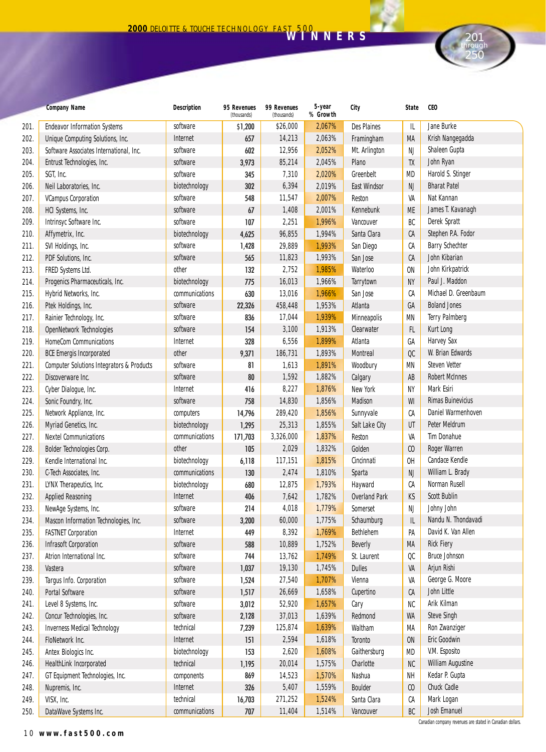# 2000 DELOITTE & TOUCHE TECHNOLOGY FAST 500 WINNERS

## 201 through 250

| | Company Name | Description | 95 Revenues (thousands) | 99 Revenues (thousands) | 5-year % Growth | City | State | CEO |
|---|---|---|---|---|---|---|---|---|
| 201. | Endeavor Information Systems | software | $1,200 | $26,000 | 2,067% | Des Plaines | IL | Jane Burke |
| 202. | Unique Computing Solutions, Inc. | Internet | 657 | 14,213 | 2,063% | Framingham | MA | Krish Nangegadda |
| 203. | Software Associates International, Inc. | software | 602 | 12,956 | 2,052% | Mt. Arlington | NJ | Shaleen Gupta |
| 204. | Entrust Technologies, Inc. | software | 3,973 | 85,214 | 2,045% | Plano | TX | John Ryan |
| 205. | SGT, Inc. | software | 345 | 7,310 | 2,020% | Greenbelt | MD | Harold S. Stinger |
| 206. | Neil Laboratories, Inc. | biotechnology | 302 | 6,394 | 2,019% | East Windsor | NJ | Bharat Patel |
| 207. | VCampus Corporation | software | 548 | 11,547 | 2,007% | Reston | VA | Nat Kannan |
| 208. | HCI Systems, Inc. | software | 67 | 1,408 | 2,001% | Kennebunk | ME | James T. Kavanagh |
| 209. | Intrinsyc Software Inc. | software | 107 | 2,251 | 1,996% | Vancouver | BC | Derek Spratt |
| 210. | Affymetrix, Inc. | biotechnology | 4,625 | 96,855 | 1,994% | Santa Clara | CA | Stephen P.A. Fodor |
| 211. | SVI Holdings, Inc. | software | 1,428 | 29,889 | 1,993% | San Diego | CA | Barry Schechter |
| 212. | PDF Solutions, Inc. | software | 565 | 11,823 | 1,993% | San Jose | CA | John Kibarian |
| 213. | FRED Systems Ltd. | other | 132 | 2,752 | 1,985% | Waterloo | ON | John Kirkpatrick |
| 214. | Progenics Pharmaceuticals, Inc. | biotechnology | 775 | 16,013 | 1,966% | Tarrytown | NY | Paul J. Maddon |
| 215. | Hybrid Networks, Inc. | communications | 630 | 13,016 | 1,966% | San Jose | CA | Michael D. Greenbaum |
| 216. | Ptek Holdings, Inc. | software | 22,326 | 458,448 | 1,953% | Atlanta | GA | Boland Jones |
| 217. | Rainier Technology, Inc. | software | 836 | 17,044 | 1,939% | Minneapolis | MN | Terry Palmberg |
| 218. | OpenNetwork Technologies | software | 154 | 3,100 | 1,913% | Clearwater | FL | Kurt Long |
| 219. | HomeCom Communications | Internet | 328 | 6,556 | 1,899% | Atlanta | GA | Harvey Sax |
| 220. | BCE Emergis Incorporated | other | 9,371 | 186,731 | 1,893% | Montreal | QC | W. Brian Edwards |
| 221. | Computer Solutions Integrators & Products | software | 81 | 1,613 | 1,891% | Woodbury | MN | Steven Vetter |
| 222. | Discoverware Inc. | software | 80 | 1,592 | 1,882% | Calgary | AB | Robert McInnes |
| 223. | Cyber Dialogue, Inc. | Internet | 416 | 8,227 | 1,876% | New York | NY | Mark Esiri |
| 224. | Sonic Foundry, Inc. | software | 758 | 14,830 | 1,856% | Madison | WI | Rimas Buinevicius |
| 225. | Network Appliance, Inc. | computers | 14,796 | 289,420 | 1,856% | Sunnyvale | CA | Daniel Warmenhoven |
| 226. | Myriad Genetics, Inc. | biotechnology | 1,295 | 25,313 | 1,855% | Salt Lake City | UT | Peter Meldrum |
| 227. | Nextel Communications | communications | 171,703 | 3,326,000 | 1,837% | Reston | VA | Tim Donahue |
| 228. | Bolder Technologies Corp. | other | 105 | 2,029 | 1,832% | Golden | CO | Roger Warren |
| 229. | Kendle International Inc. | biotechnology | 6,118 | 117,151 | 1,815% | Cincinnati | OH | Candace Kendle |
| 230. | C-Tech Associates, Inc. | communications | 130 | 2,474 | 1,810% | Sparta | NJ | William L. Brady |
| 231. | LYNX Therapeutics, Inc. | biotechnology | 680 | 12,875 | 1,793% | Hayward | CA | Norman Rusell |
| 232. | Applied Reasoning | Internet | 406 | 7,642 | 1,782% | Overland Park | KS | Scott Bublin |
| 233. | NewAge Systems, Inc. | software | 214 | 4,018 | 1,779% | Somerset | NJ | Johny John |
| 234. | Mascon Information Technologies, Inc. | software | 3,200 | 60,000 | 1,775% | Schaumburg | IL | Nandu N. Thondavadi |
| 235. | FASTNET Corporation | Internet | 449 | 8,392 | 1,769% | Bethlehem | PA | David K. Van Allen |
| 236. | Infrasoft Corporation | software | 588 | 10,889 | 1,752% | Beverly | MA | Rick Fiery |
| 237. | Atrion International Inc. | software | 744 | 13,762 | 1,749% | St. Laurent | QC | Bruce Johnson |
| 238. | Vastera | software | 1,037 | 19,130 | 1,745% | Dulles | VA | Arjun Rishi |
| 239. | Targus Info. Corporation | software | 1,524 | 27,540 | 1,707% | Vienna | VA | George G. Moore |
| 240. | Portal Software | software | 1,517 | 26,669 | 1,658% | Cupertino | CA | John Little |
| 241. | Level 8 Systems, Inc. | software | 3,012 | 52,920 | 1,657% | Cary | NC | Arik Kilman |
| 242. | Concur Technologies, Inc. | software | 2,128 | 37,013 | 1,639% | Redmond | WA | Steve Singh |
| 243. | Inverness Medical Technology | technical | 7,239 | 125,874 | 1,639% | Waltham | MA | Ron Zwanziger |
| 244. | FloNetwork Inc. | Internet | 151 | 2,594 | 1,618% | Toronto | ON | Eric Goodwin |
| 245. | Antex Biologics Inc. | biotechnology | 153 | 2,620 | 1,608% | Gaithersburg | MD | V.M. Esposito |
| 246. | HealthLink Incorporated | technical | 1,195 | 20,014 | 1,575% | Charlotte | NC | William Augustine |
| 247. | GT Equipment Technologies, Inc. | components | 869 | 14,523 | 1,570% | Nashua | NH | Kedar P. Gupta |
| 248. | Nupremis, Inc. | Internet | 326 | 5,407 | 1,559% | Boulder | CO | Chuck Cadle |
| 249. | VISX, Inc. | technical | 16,703 | 271,252 | 1,524% | Santa Clara | CA | Mark Logan |
| 250. | DataWave Systems Inc. | communications | 707 | 11,404 | 1,514% | Vancouver | BC | Josh Emanuel |

Canadian company revenues are stated in Canadian dollars.

www.fast500.com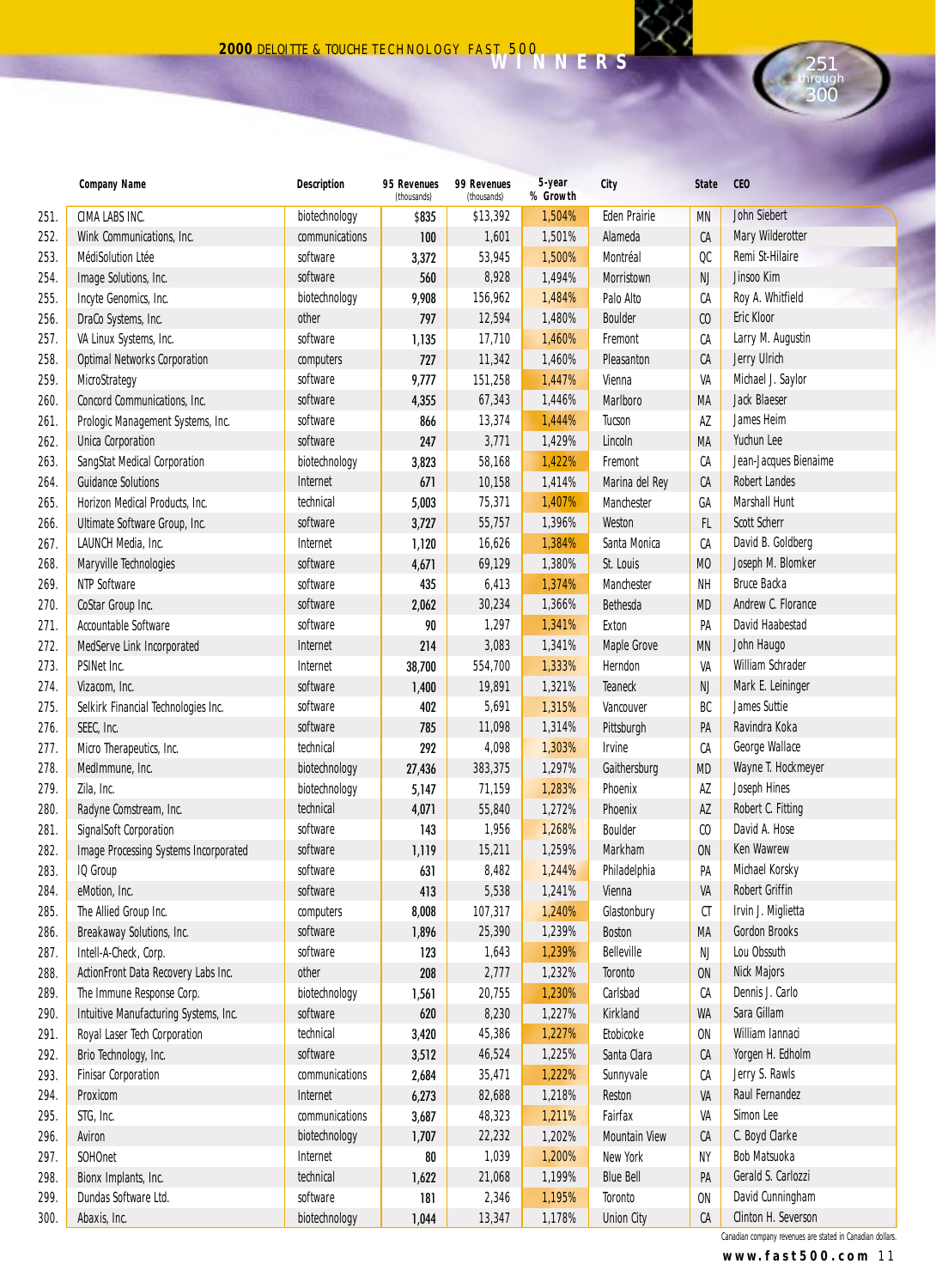# 2000 DELOITTE & TOUCHE TECHNOLOGY FAST 500 WINNERS

## 251 through 300

| | Company Name | Description | 95 Revenues (thousands) | 99 Revenues (thousands) | 5-year % Growth | City | State | CEO |
|---|---|---|---|---|---|---|---|---|
| 251. | CIMA LABS INC. | biotechnology | $835 | $13,392 | 1,504% | Eden Prairie | MN | John Siebert |
| 252. | Wink Communications, Inc. | communications | 100 | 1,601 | 1,501% | Alameda | CA | Mary Wilderotter |
| 253. | MédiSolution Ltée | software | 3,372 | 53,945 | 1,500% | Montréal | QC | Remi St-Hilaire |
| 254. | Image Solutions, Inc. | software | 560 | 8,928 | 1,494% | Morristown | NJ | Jinsoo Kim |
| 255. | Incyte Genomics, Inc. | biotechnology | 9,908 | 156,962 | 1,484% | Palo Alto | CA | Roy A. Whitfield |
| 256. | DraCo Systems, Inc. | other | 797 | 12,594 | 1,480% | Boulder | CO | Eric Kloor |
| 257. | VA Linux Systems, Inc. | software | 1,135 | 17,710 | 1,460% | Fremont | CA | Larry M. Augustin |
| 258. | Optimal Networks Corporation | computers | 727 | 11,342 | 1,460% | Pleasanton | CA | Jerry Ulrich |
| 259. | MicroStrategy | software | 9,777 | 151,258 | 1,447% | Vienna | VA | Michael J. Saylor |
| 260. | Concord Communications, Inc. | software | 4,355 | 67,343 | 1,446% | Marlboro | MA | Jack Blaeser |
| 261. | Prologic Management Systems, Inc. | software | 866 | 13,374 | 1,444% | Tucson | AZ | James Heim |
| 262. | Unica Corporation | software | 247 | 3,771 | 1,429% | Lincoln | MA | Yuchun Lee |
| 263. | SangStat Medical Corporation | biotechnology | 3,823 | 58,168 | 1,422% | Fremont | CA | Jean-Jacques Bienaime |
| 264. | Guidance Solutions | Internet | 671 | 10,158 | 1,414% | Marina del Rey | CA | Robert Landes |
| 265. | Horizon Medical Products, Inc. | technical | 5,003 | 75,371 | 1,407% | Manchester | GA | Marshall Hunt |
| 266. | Ultimate Software Group, Inc. | software | 3,727 | 55,757 | 1,396% | Weston | FL | Scott Scherr |
| 267. | LAUNCH Media, Inc. | Internet | 1,120 | 16,626 | 1,384% | Santa Monica | CA | David B. Goldberg |
| 268. | Maryville Technologies | software | 4,671 | 69,129 | 1,380% | St. Louis | MO | Joseph M. Blomker |
| 269. | NTP Software | software | 435 | 6,413 | 1,374% | Manchester | NH | Bruce Backa |
| 270. | CoStar Group Inc. | software | 2,062 | 30,234 | 1,366% | Bethesda | MD | Andrew C. Florance |
| 271. | Accountable Software | software | 90 | 1,297 | 1,341% | Exton | PA | David Haabestad |
| 272. | MedServe Link Incorporated | Internet | 214 | 3,083 | 1,341% | Maple Grove | MN | John Haugo |
| 273. | PSINet Inc. | Internet | 38,700 | 554,700 | 1,333% | Herndon | VA | William Schrader |
| 274. | Vizacom, Inc. | software | 1,400 | 19,891 | 1,321% | Teaneck | NJ | Mark E. Leininger |
| 275. | Selkirk Financial Technologies Inc. | software | 402 | 5,691 | 1,315% | Vancouver | BC | James Suttie |
| 276. | SEEC, Inc. | software | 785 | 11,098 | 1,314% | Pittsburgh | PA | Ravindra Koka |
| 277. | Micro Therapeutics, Inc. | technical | 292 | 4,098 | 1,303% | Irvine | CA | George Wallace |
| 278. | MedImmune, Inc. | biotechnology | 27,436 | 383,375 | 1,297% | Gaithersburg | MD | Wayne T. Hockmeyer |
| 279. | Zila, Inc. | biotechnology | 5,147 | 71,159 | 1,283% | Phoenix | AZ | Joseph Hines |
| 280. | Radyne Comstream, Inc. | technical | 4,071 | 55,840 | 1,272% | Phoenix | AZ | Robert C. Fitting |
| 281. | SignalSoft Corporation | software | 143 | 1,956 | 1,268% | Boulder | CO | David A. Hose |
| 282. | Image Processing Systems Incorporated | software | 1,119 | 15,211 | 1,259% | Markham | ON | Ken Wawrew |
| 283. | IQ Group | software | 631 | 8,482 | 1,244% | Philadelphia | PA | Michael Korsky |
| 284. | eMotion, Inc. | software | 413 | 5,538 | 1,241% | Vienna | VA | Robert Griffin |
| 285. | The Allied Group Inc. | computers | 8,008 | 107,317 | 1,240% | Glastonbury | CT | Irvin J. Miglietta |
| 286. | Breakaway Solutions, Inc. | software | 1,896 | 25,390 | 1,239% | Boston | MA | Gordon Brooks |
| 287. | Intell-A-Check, Corp. | software | 123 | 1,643 | 1,239% | Belleville | NJ | Lou Obssuth |
| 288. | ActionFront Data Recovery Labs Inc. | other | 208 | 2,777 | 1,232% | Toronto | ON | Nick Majors |
| 289. | The Immune Response Corp. | biotechnology | 1,561 | 20,755 | 1,230% | Carlsbad | CA | Dennis J. Carlo |
| 290. | Intuitive Manufacturing Systems, Inc. | software | 620 | 8,230 | 1,227% | Kirkland | WA | Sara Gillam |
| 291. | Royal Laser Tech Corporation | technical | 3,420 | 45,386 | 1,227% | Etobicoke | ON | William Iannaci |
| 292. | Brio Technology, Inc. | software | 3,512 | 46,524 | 1,225% | Santa Clara | CA | Yorgen H. Edholm |
| 293. | Finisar Corporation | communications | 2,684 | 35,471 | 1,222% | Sunnyvale | CA | Jerry S. Rawls |
| 294. | Proxicom | Internet | 6,273 | 82,688 | 1,218% | Reston | VA | Raul Fernandez |
| 295. | STG, Inc. | communications | 3,687 | 48,323 | 1,211% | Fairfax | VA | Simon Lee |
| 296. | Aviron | biotechnology | 1,707 | 22,232 | 1,202% | Mountain View | CA | C. Boyd Clarke |
| 297. | SOHOnet | Internet | 80 | 1,039 | 1,200% | New York | NY | Bob Matsuoka |
| 298. | Bionx Implants, Inc. | technical | 1,622 | 21,068 | 1,199% | Blue Bell | PA | Gerald S. Carlozzi |
| 299. | Dundas Software Ltd. | software | 181 | 2,346 | 1,195% | Toronto | ON | David Cunningham |
| 300. | Abaxis, Inc. | biotechnology | 1,044 | 13,347 | 1,178% | Union City | CA | Clinton H. Severson |

Canadian company revenues are stated in Canadian dollars.

www.fast500.com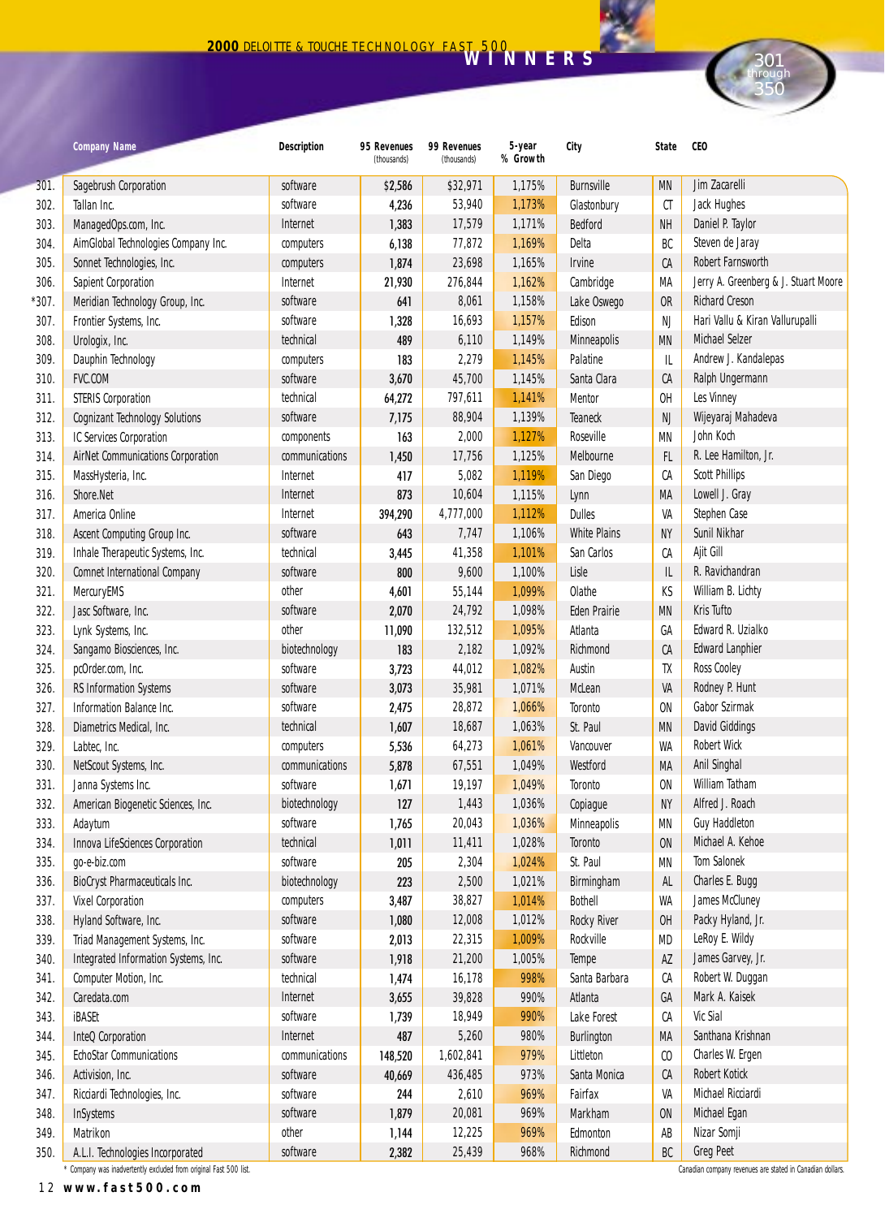# 2000 DELOITTE & TOUCHE TECHNOLOGY FAST 500 WINNERS

## 301 through 350

| | Company Name | Description | 95 Revenues (thousands) | 99 Revenues (thousands) | 5-year % Growth | City | State | CEO |
|---|---|---|---|---|---|---|---|---|
| 301. | Sagebrush Corporation | software | $2,586 | $32,971 | 1,175% | Burnsville | MN | Jim Zacarelli |
| 302. | Tallan Inc. | software | 4,236 | 53,940 | 1,173% | Glastonbury | CT | Jack Hughes |
| 303. | ManagedOps.com, Inc. | Internet | 1,383 | 17,579 | 1,171% | Bedford | NH | Daniel P. Taylor |
| 304. | AimGlobal Technologies Company Inc. | computers | 6,138 | 77,872 | 1,169% | Delta | BC | Steven de Jaray |
| 305. | Sonnet Technologies, Inc. | computers | 1,874 | 23,698 | 1,165% | Irvine | CA | Robert Farnsworth |
| 306. | Sapient Corporation | Internet | 21,930 | 276,844 | 1,162% | Cambridge | MA | Jerry A. Greenberg & J. Stuart Moore |
| *307. | Meridian Technology Group, Inc. | software | 641 | 8,061 | 1,158% | Lake Oswego | OR | Richard Creson |
| 307. | Frontier Systems, Inc. | software | 1,328 | 16,693 | 1,157% | Edison | NJ | Hari Vallu & Kiran Vallurupalli |
| 308. | Urologix, Inc. | technical | 489 | 6,110 | 1,149% | Minneapolis | MN | Michael Selzer |
| 309. | Dauphin Technology | computers | 183 | 2,279 | 1,145% | Palatine | IL | Andrew J. Kandalepas |
| 310. | FVC.COM | software | 3,670 | 45,700 | 1,145% | Santa Clara | CA | Ralph Ungermann |
| 311. | STERIS Corporation | technical | 64,272 | 797,611 | 1,141% | Mentor | OH | Les Vinney |
| 312. | Cognizant Technology Solutions | software | 7,175 | 88,904 | 1,139% | Teaneck | NJ | Wijeyaraj Mahadeva |
| 313. | IC Services Corporation | components | 163 | 2,000 | 1,127% | Roseville | MN | John Koch |
| 314. | AirNet Communications Corporation | communications | 1,450 | 17,756 | 1,125% | Melbourne | FL | R. Lee Hamilton, Jr. |
| 315. | MassHysteria, Inc. | Internet | 417 | 5,082 | 1,119% | San Diego | CA | Scott Phillips |
| 316. | Shore.Net | Internet | 873 | 10,604 | 1,115% | Lynn | MA | Lowell J. Gray |
| 317. | America Online | Internet | 394,290 | 4,777,000 | 1,112% | Dulles | VA | Stephen Case |
| 318. | Ascent Computing Group Inc. | software | 643 | 7,747 | 1,106% | White Plains | NY | Sunil Nikhar |
| 319. | Inhale Therapeutic Systems, Inc. | technical | 3,445 | 41,358 | 1,101% | San Carlos | CA | Ajit Gill |
| 320. | Comnet International Company | software | 800 | 9,600 | 1,100% | Lisle | IL | R. Ravichandran |
| 321. | MercuryEMS | other | 4,601 | 55,144 | 1,099% | Olathe | KS | William B. Lichty |
| 322. | Jasc Software, Inc. | software | 2,070 | 24,792 | 1,098% | Eden Prairie | MN | Kris Tufto |
| 323. | Lynk Systems, Inc. | other | 11,090 | 132,512 | 1,095% | Atlanta | GA | Edward R. Uzialko |
| 324. | Sangamo Biosciences, Inc. | biotechnology | 183 | 2,182 | 1,092% | Richmond | CA | Edward Lanphier |
| 325. | pcOrder.com, Inc. | software | 3,723 | 44,012 | 1,082% | Austin | TX | Ross Cooley |
| 326. | RS Information Systems | software | 3,073 | 35,981 | 1,071% | McLean | VA | Rodney P. Hunt |
| 327. | Information Balance Inc. | software | 2,475 | 28,872 | 1,066% | Toronto | ON | Gabor Szirmak |
| 328. | Diametrics Medical, Inc. | technical | 1,607 | 18,687 | 1,063% | St. Paul | MN | David Giddings |
| 329. | Labtec, Inc. | computers | 5,536 | 64,273 | 1,061% | Vancouver | WA | Robert Wick |
| 330. | NetScout Systems, Inc. | communications | 5,878 | 67,551 | 1,049% | Westford | MA | Anil Singhal |
| 331. | Janna Systems Inc. | software | 1,671 | 19,197 | 1,049% | Toronto | ON | William Tatham |
| 332. | American Biogenetic Sciences, Inc. | biotechnology | 127 | 1,443 | 1,036% | Copiague | NY | Alfred J. Roach |
| 333. | Adaytum | software | 1,765 | 20,043 | 1,036% | Minneapolis | MN | Guy Haddleton |
| 334. | Innova LifeSciences Corporation | technical | 1,011 | 11,411 | 1,028% | Toronto | ON | Michael A. Kehoe |
| 335. | go-e-biz.com | software | 205 | 2,304 | 1,024% | St. Paul | MN | Tom Salonek |
| 336. | BioCryst Pharmaceuticals Inc. | biotechnology | 223 | 2,500 | 1,021% | Birmingham | AL | Charles E. Bugg |
| 337. | Vixel Corporation | computers | 3,487 | 38,827 | 1,014% | Bothell | WA | James McCluney |
| 338. | Hyland Software, Inc. | software | 1,080 | 12,008 | 1,012% | Rocky River | OH | Packy Hyland, Jr. |
| 339. | Triad Management Systems, Inc. | software | 2,013 | 22,315 | 1,009% | Rockville | MD | LeRoy E. Wildy |
| 340. | Integrated Information Systems, Inc. | software | 1,918 | 21,200 | 1,005% | Tempe | AZ | James Garvey, Jr. |
| 341. | Computer Motion, Inc. | technical | 1,474 | 16,178 | 998% | Santa Barbara | CA | Robert W. Duggan |
| 342. | Caredata.com | Internet | 3,655 | 39,828 | 990% | Atlanta | GA | Mark A. Kaisek |
| 343. | iBASEt | software | 1,739 | 18,949 | 990% | Lake Forest | CA | Vic Sial |
| 344. | InteQ Corporation | Internet | 487 | 5,260 | 980% | Burlington | MA | Santhana Krishnan |
| 345. | EchoStar Communications | communications | 148,520 | 1,602,841 | 979% | Littleton | CO | Charles W. Ergen |
| 346. | Activision, Inc. | software | 40,669 | 436,485 | 973% | Santa Monica | CA | Robert Kotick |
| 347. | Ricciardi Technologies, Inc. | software | 244 | 2,610 | 969% | Fairfax | VA | Michael Ricciardi |
| 348. | InSystems | software | 1,879 | 20,081 | 969% | Markham | ON | Michael Egan |
| 349. | Matrikon | other | 1,144 | 12,225 | 969% | Edmonton | AB | Nizar Somji |
| 350. | A.L.I. Technologies Incorporated | software | 2,382 | 25,439 | 968% | Richmond | BC | Greg Peet |

\* Company was inadvertently excluded from original Fast 500 list.

Canadian company revenues are stated in Canadian dollars.

www.fast500.com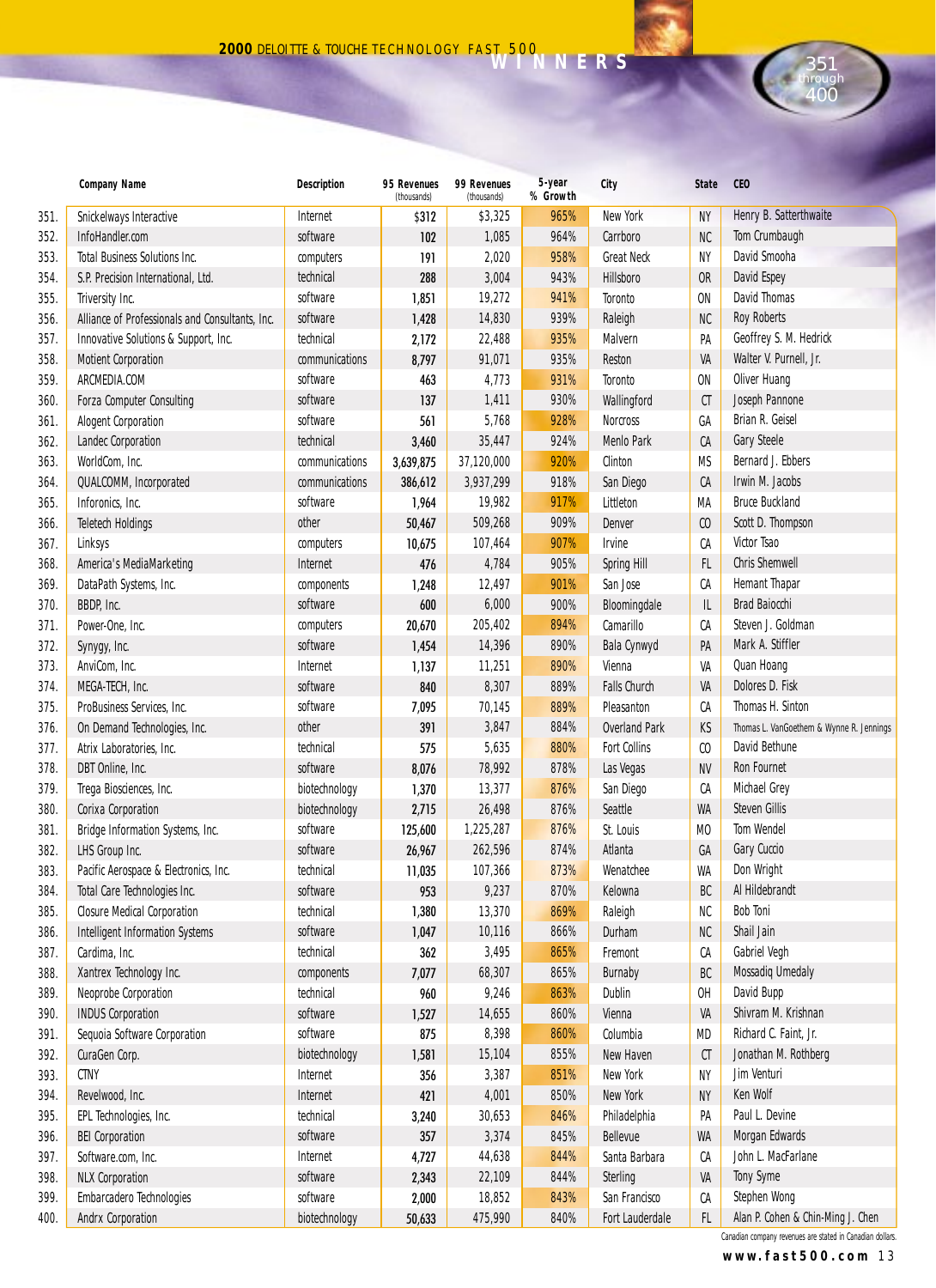# 2000 DELOITTE & TOUCHE TECHNOLOGY FAST 500 WINNERS

## 351 through 400

| | Company Name | Description | 95 Revenues (thousands) | 99 Revenues (thousands) | 5-year % Growth | City | State | CEO |
|---|---|---|---|---|---|---|---|---|
| 351. | Snickelways Interactive | Internet | $312 | $3,325 | 965% | New York | NY | Henry B. Satterthwaite |
| 352. | InfoHandler.com | software | 102 | 1,085 | 964% | Carrboro | NC | Tom Crumbaugh |
| 353. | Total Business Solutions Inc. | computers | 191 | 2,020 | 958% | Great Neck | NY | David Smooha |
| 354. | S.P. Precision International, Ltd. | technical | 288 | 3,004 | 943% | Hillsboro | OR | David Espey |
| 355. | Triversity Inc. | software | 1,851 | 19,272 | 941% | Toronto | ON | David Thomas |
| 356. | Alliance of Professionals and Consultants, Inc. | software | 1,428 | 14,830 | 939% | Raleigh | NC | Roy Roberts |
| 357. | Innovative Solutions & Support, Inc. | technical | 2,172 | 22,488 | 935% | Malvern | PA | Geoffrey S. M. Hedrick |
| 358. | Motient Corporation | communications | 8,797 | 91,071 | 935% | Reston | VA | Walter V. Purnell, Jr. |
| 359. | ARCMEDIA.COM | software | 463 | 4,773 | 931% | Toronto | ON | Oliver Huang |
| 360. | Forza Computer Consulting | software | 137 | 1,411 | 930% | Wallingford | CT | Joseph Pannone |
| 361. | Alogent Corporation | software | 561 | 5,768 | 928% | Norcross | GA | Brian R. Geisel |
| 362. | Landec Corporation | technical | 3,460 | 35,447 | 924% | Menlo Park | CA | Gary Steele |
| 363. | WorldCom, Inc. | communications | 3,639,875 | 37,120,000 | 920% | Clinton | MS | Bernard J. Ebbers |
| 364. | QUALCOMM, Incorporated | communications | 386,612 | 3,937,299 | 918% | San Diego | CA | Irwin M. Jacobs |
| 365. | Inforonics, Inc. | software | 1,964 | 19,982 | 917% | Littleton | MA | Bruce Buckland |
| 366. | Teletech Holdings | other | 50,467 | 509,268 | 909% | Denver | CO | Scott D. Thompson |
| 367. | Linksys | computers | 10,675 | 107,464 | 907% | Irvine | CA | Victor Tsao |
| 368. | America's MediaMarketing | Internet | 476 | 4,784 | 905% | Spring Hill | FL | Chris Shemwell |
| 369. | DataPath Systems, Inc. | components | 1,248 | 12,497 | 901% | San Jose | CA | Hemant Thapar |
| 370. | BBDP, Inc. | software | 600 | 6,000 | 900% | Bloomingdale | IL | Brad Baiocchi |
| 371. | Power-One, Inc. | computers | 20,670 | 205,402 | 894% | Camarillo | CA | Steven J. Goldman |
| 372. | Synygy, Inc. | software | 1,454 | 14,396 | 890% | Bala Cynwyd | PA | Mark A. Stiffler |
| 373. | AnviCom, Inc. | Internet | 1,137 | 11,251 | 890% | Vienna | VA | Quan Hoang |
| 374. | MEGA-TECH, Inc. | software | 840 | 8,307 | 889% | Falls Church | VA | Dolores D. Fisk |
| 375. | ProBusiness Services, Inc. | software | 7,095 | 70,145 | 889% | Pleasanton | CA | Thomas H. Sinton |
| 376. | On Demand Technologies, Inc. | other | 391 | 3,847 | 884% | Overland Park | KS | Thomas L. VanGoethem & Wynne R. Jennings |
| 377. | Atrix Laboratories, Inc. | technical | 575 | 5,635 | 880% | Fort Collins | CO | David Bethune |
| 378. | DBT Online, Inc. | software | 8,076 | 78,992 | 878% | Las Vegas | NV | Ron Fournet |
| 379. | Trega Biosciences, Inc. | biotechnology | 1,370 | 13,377 | 876% | San Diego | CA | Michael Grey |
| 380. | Corixa Corporation | biotechnology | 2,715 | 26,498 | 876% | Seattle | WA | Steven Gillis |
| 381. | Bridge Information Systems, Inc. | software | 125,600 | 1,225,287 | 876% | St. Louis | MO | Tom Wendel |
| 382. | LHS Group Inc. | software | 26,967 | 262,596 | 874% | Atlanta | GA | Gary Cuccio |
| 383. | Pacific Aerospace & Electronics, Inc. | technical | 11,035 | 107,366 | 873% | Wenatchee | WA | Don Wright |
| 384. | Total Care Technologies Inc. | software | 953 | 9,237 | 870% | Kelowna | BC | Al Hildebrandt |
| 385. | Closure Medical Corporation | technical | 1,380 | 13,370 | 869% | Raleigh | NC | Bob Toni |
| 386. | Intelligent Information Systems | software | 1,047 | 10,116 | 866% | Durham | NC | Shail Jain |
| 387. | Cardima, Inc. | technical | 362 | 3,495 | 865% | Fremont | CA | Gabriel Vegh |
| 388. | Xantrex Technology Inc. | components | 7,077 | 68,307 | 865% | Burnaby | BC | Mossadiq Umedaly |
| 389. | Neoprobe Corporation | technical | 960 | 9,246 | 863% | Dublin | OH | David Bupp |
| 390. | INDUS Corporation | software | 1,527 | 14,655 | 860% | Vienna | VA | Shivram M. Krishnan |
| 391. | Sequoia Software Corporation | software | 875 | 8,398 | 860% | Columbia | MD | Richard C. Faint, Jr. |
| 392. | CuraGen Corp. | biotechnology | 1,581 | 15,104 | 855% | New Haven | CT | Jonathan M. Rothberg |
| 393. | CTNY | Internet | 356 | 3,387 | 851% | New York | NY | Jim Venturi |
| 394. | Revelwood, Inc. | Internet | 421 | 4,001 | 850% | New York | NY | Ken Wolf |
| 395. | EPL Technologies, Inc. | technical | 3,240 | 30,653 | 846% | Philadelphia | PA | Paul L. Devine |
| 396. | BEI Corporation | software | 357 | 3,374 | 845% | Bellevue | WA | Morgan Edwards |
| 397. | Software.com, Inc. | Internet | 4,727 | 44,638 | 844% | Santa Barbara | CA | John L. MacFarlane |
| 398. | NLX Corporation | software | 2,343 | 22,109 | 844% | Sterling | VA | Tony Syme |
| 399. | Embarcadero Technologies | software | 2,000 | 18,852 | 843% | San Francisco | CA | Stephen Wong |
| 400. | Andrx Corporation | biotechnology | 50,633 | 475,990 | 840% | Fort Lauderdale | FL | Alan P. Cohen & Chin-Ming J. Chen |

Canadian company revenues are stated in Canadian dollars.

www.fast500.com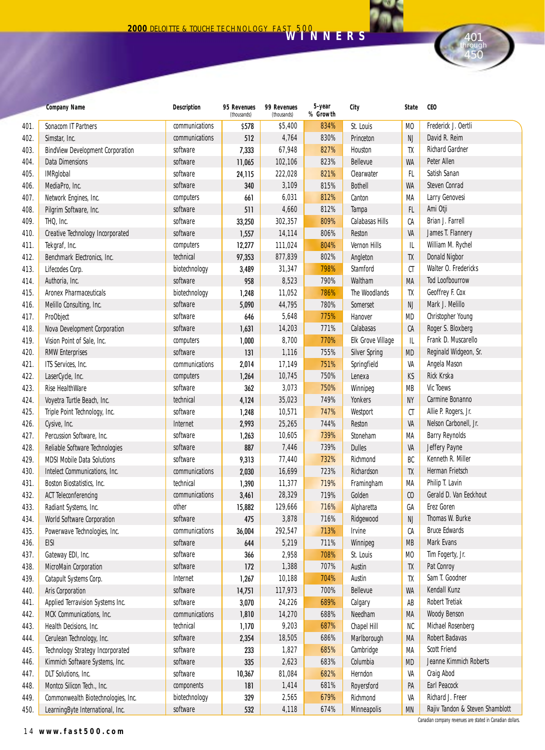# 2000 DELOITTE & TOUCHE TECHNOLOGY FAST 500 WINNERS

## 401 through 450

| | Company Name | Description | 95 Revenues (thousands) | 99 Revenues (thousands) | 5-year % Growth | City | State | CEO |
|---|---|---|---|---|---|---|---|---|
| 401. | Sonacom IT Partners | communications | $578 | $5,400 | 834% | St. Louis | MO | Frederick J. Oertli |
| 402. | Simstar, Inc. | communications | 512 | 4,764 | 830% | Princeton | NJ | David R. Reim |
| 403. | BindView Development Corporation | software | 7,333 | 67,948 | 827% | Houston | TX | Richard Gardner |
| 404. | Data Dimensions | software | 11,065 | 102,106 | 823% | Bellevue | WA | Peter Allen |
| 405. | IMRglobal | software | 24,115 | 222,028 | 821% | Clearwater | FL | Satish Sanan |
| 406. | MediaPro, Inc. | software | 340 | 3,109 | 815% | Bothell | WA | Steven Conrad |
| 407. | Network Engines, Inc. | computers | 661 | 6,031 | 812% | Canton | MA | Larry Genovesi |
| 408. | Pilgrim Software, Inc. | software | 511 | 4,660 | 812% | Tampa | FL | Ami Otji |
| 409. | THQ, Inc. | software | 33,250 | 302,357 | 809% | Calabasas Hills | CA | Brian J. Farrell |
| 410. | Creative Technology Incorporated | software | 1,557 | 14,114 | 806% | Reston | VA | James T. Flannery |
| 411. | Tekgraf, Inc. | computers | 12,277 | 111,024 | 804% | Vernon Hills | IL | William M. Rychel |
| 412. | Benchmark Electronics, Inc. | technical | 97,353 | 877,839 | 802% | Angleton | TX | Donald Nigbor |
| 413. | Lifecodes Corp. | biotechnology | 3,489 | 31,347 | 798% | Stamford | CT | Walter O. Fredericks |
| 414. | Authoria, Inc. | software | 958 | 8,523 | 790% | Waltham | MA | Tod Loofbourrow |
| 415. | Aronex Pharmaceuticals | biotechnology | 1,248 | 11,052 | 786% | The Woodlands | TX | Geoffrey F. Cox |
| 416. | Melillo Consulting, Inc. | software | 5,090 | 44,795 | 780% | Somerset | NJ | Mark J. Melillo |
| 417. | ProObject | software | 646 | 5,648 | 775% | Hanover | MD | Christopher Young |
| 418. | Nova Development Corporation | software | 1,631 | 14,203 | 771% | Calabasas | CA | Roger S. Bloxberg |
| 419. | Vision Point of Sale, Inc. | computers | 1,000 | 8,700 | 770% | Elk Grove Village | IL | Frank D. Muscarello |
| 420. | RMW Enterprises | software | 131 | 1,116 | 755% | Silver Spring | MD | Reginald Widgeon, Sr. |
| 421. | ITS Services, Inc. | communications | 2,014 | 17,149 | 751% | Springfield | VA | Angela Mason |
| 422. | LaserCycle, Inc. | computers | 1,264 | 10,745 | 750% | Lenexa | KS | Rick Krska |
| 423. | Rise HealthWare | software | 362 | 3,073 | 750% | Winnipeg | MB | Vic Toews |
| 424. | Voyetra Turtle Beach, Inc. | technical | 4,124 | 35,023 | 749% | Yonkers | NY | Carmine Bonanno |
| 425. | Triple Point Technology, Inc. | software | 1,248 | 10,571 | 747% | Westport | CT | Allie P. Rogers, Jr. |
| 426. | Cysive, Inc. | Internet | 2,993 | 25,265 | 744% | Reston | VA | Nelson Carbonell, Jr. |
| 427. | Percussion Software, Inc. | software | 1,263 | 10,605 | 739% | Stoneham | MA | Barry Reynolds |
| 428. | Reliable Software Technologies | software | 887 | 7,446 | 739% | Dulles | VA | Jeffery Payne |
| 429. | MDSI Mobile Data Solutions | software | 9,313 | 77,440 | 732% | Richmond | BC | Kenneth R. Miller |
| 430. | Intelect Communications, Inc. | communications | 2,030 | 16,699 | 723% | Richardson | TX | Herman Frietsch |
| 431. | Boston Biostatistics, Inc. | technical | 1,390 | 11,377 | 719% | Framingham | MA | Philip T. Lavin |
| 432. | ACT Teleconferencing | communications | 3,461 | 28,329 | 719% | Golden | CO | Gerald D. Van Eeckhout |
| 433. | Radiant Systems, Inc. | other | 15,882 | 129,666 | 716% | Alpharetta | GA | Erez Goren |
| 434. | World Software Corporation | software | 475 | 3,878 | 716% | Ridgewood | NJ | Thomas W. Burke |
| 435. | Powerwave Technologies, Inc. | communications | 36,004 | 292,547 | 713% | Irvine | CA | Bruce Edwards |
| 436. | EISI | software | 644 | 5,219 | 711% | Winnipeg | MB | Mark Evans |
| 437. | Gateway EDI, Inc. | software | 366 | 2,958 | 708% | St. Louis | MO | Tim Fogerty, Jr. |
| 438. | MicroMain Corporation | software | 172 | 1,388 | 707% | Austin | TX | Pat Conroy |
| 439. | Catapult Systems Corp. | Internet | 1,267 | 10,188 | 704% | Austin | TX | Sam T. Goodner |
| 440. | Aris Corporation | software | 14,751 | 117,973 | 700% | Bellevue | WA | Kendall Kunz |
| 441. | Applied Terravision Systems Inc. | software | 3,070 | 24,226 | 689% | Calgary | AB | Robert Tretiak |
| 442. | MCK Communications, Inc. | communications | 1,810 | 14,270 | 688% | Needham | MA | Woody Benson |
| 443. | Health Decisions, Inc. | technical | 1,170 | 9,203 | 687% | Chapel Hill | NC | Michael Rosenberg |
| 444. | Cerulean Technology, Inc. | software | 2,354 | 18,505 | 686% | Marlborough | MA | Robert Badavas |
| 445. | Technology Strategy Incorporated | software | 233 | 1,827 | 685% | Cambridge | MA | Scott Friend |
| 446. | Kimmich Software Systems, Inc. | software | 335 | 2,623 | 683% | Columbia | MD | Jeanne Kimmich Roberts |
| 447. | DLT Solutions, Inc. | software | 10,367 | 81,084 | 682% | Herndon | VA | Craig Abod |
| 448. | Montco Silicon Tech., Inc. | components | 181 | 1,414 | 681% | Royersford | PA | Earl Peacock |
| 449. | Commonwealth Biotechnologies, Inc. | biotechnology | 329 | 2,565 | 679% | Richmond | VA | Richard J. Freer |
| 450. | LearningByte International, Inc. | software | 532 | 4,118 | 674% | Minneapolis | MN | Rajiv Tandon & Steven Shamblott |

Canadian company revenues are stated in Canadian dollars.

www.fast500.com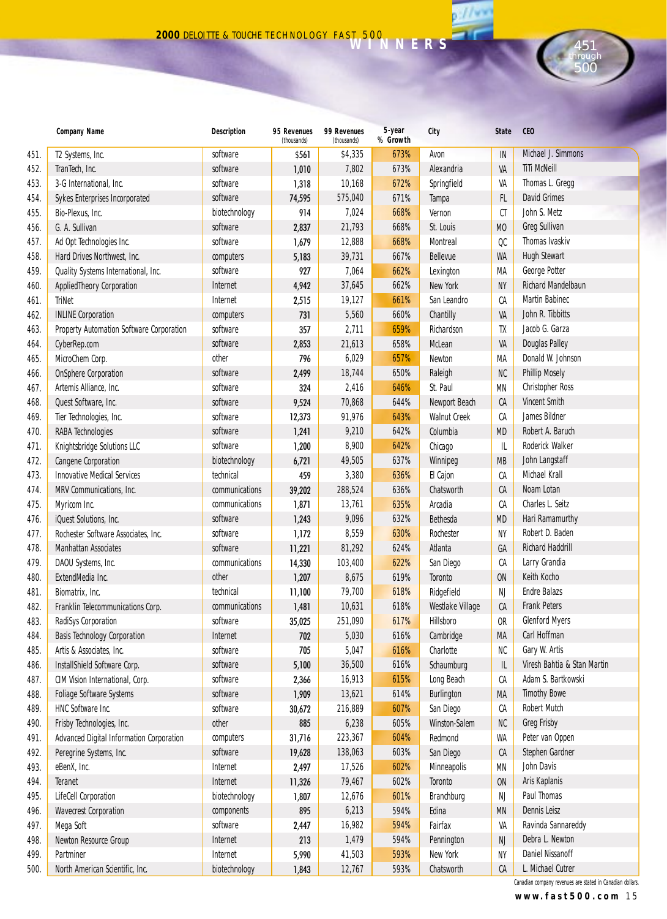# 2000 DELOITTE & TOUCHE TECHNOLOGY FAST 500 WINNERS

451 through 500

| | Company Name | Description | 95 Revenues (thousands) | 99 Revenues (thousands) | 5-year % Growth | City | State | CEO |
|---|---|---|---|---|---|---|---|---|
| 451. | T2 Systems, Inc. | software | $561 | $4,335 | 673% | Avon | IN | Michael J. Simmons |
| 452. | TranTech, Inc. | software | 1,010 | 7,802 | 673% | Alexandria | VA | TiTi McNeill |
| 453. | 3-G International, Inc. | software | 1,318 | 10,168 | 672% | Springfield | VA | Thomas L. Gregg |
| 454. | Sykes Enterprises Incorporated | software | 74,595 | 575,040 | 671% | Tampa | FL | David Grimes |
| 455. | Bio-Plexus, Inc. | biotechnology | 914 | 7,024 | 668% | Vernon | CT | John S. Metz |
| 456. | G. A. Sullivan | software | 2,837 | 21,793 | 668% | St. Louis | MO | Greg Sullivan |
| 457. | Ad Opt Technologies Inc. | software | 1,679 | 12,888 | 668% | Montreal | QC | Thomas Ivaskiv |
| 458. | Hard Drives Northwest, Inc. | computers | 5,183 | 39,731 | 667% | Bellevue | WA | Hugh Stewart |
| 459. | Quality Systems International, Inc. | software | 927 | 7,064 | 662% | Lexington | MA | George Potter |
| 460. | AppliedTheory Corporation | Internet | 4,942 | 37,645 | 662% | New York | NY | Richard Mandelbaun |
| 461. | TriNet | Internet | 2,515 | 19,127 | 661% | San Leandro | CA | Martin Babinec |
| 462. | INLINE Corporation | computers | 731 | 5,560 | 660% | Chantilly | VA | John R. Tibbitts |
| 463. | Property Automation Software Corporation | software | 357 | 2,711 | 659% | Richardson | TX | Jacob G. Garza |
| 464. | CyberRep.com | software | 2,853 | 21,613 | 658% | McLean | VA | Douglas Palley |
| 465. | MicroChem Corp. | other | 796 | 6,029 | 657% | Newton | MA | Donald W. Johnson |
| 466. | OnSphere Corporation | software | 2,499 | 18,744 | 650% | Raleigh | NC | Phillip Mosely |
| 467. | Artemis Alliance, Inc. | software | 324 | 2,416 | 646% | St. Paul | MN | Christopher Ross |
| 468. | Quest Software, Inc. | software | 9,524 | 70,868 | 644% | Newport Beach | CA | Vincent Smith |
| 469. | Tier Technologies, Inc. | software | 12,373 | 91,976 | 643% | Walnut Creek | CA | James Bildner |
| 470. | RABA Technologies | software | 1,241 | 9,210 | 642% | Columbia | MD | Robert A. Baruch |
| 471. | Knightsbridge Solutions LLC | software | 1,200 | 8,900 | 642% | Chicago | IL | Roderick Walker |
| 472. | Cangene Corporation | biotechnology | 6,721 | 49,505 | 637% | Winnipeg | MB | John Langstaff |
| 473. | Innovative Medical Services | technical | 459 | 3,380 | 636% | El Cajon | CA | Michael Krall |
| 474. | MRV Communications, Inc. | communications | 39,202 | 288,524 | 636% | Chatsworth | CA | Noam Lotan |
| 475. | Myricom Inc. | communications | 1,871 | 13,761 | 635% | Arcadia | CA | Charles L. Seitz |
| 476. | iQuest Solutions, Inc. | software | 1,243 | 9,096 | 632% | Bethesda | MD | Hari Ramamurthy |
| 477. | Rochester Software Associates, Inc. | software | 1,172 | 8,559 | 630% | Rochester | NY | Robert D. Baden |
| 478. | Manhattan Associates | software | 11,221 | 81,292 | 624% | Atlanta | GA | Richard Haddrill |
| 479. | DAOU Systems, Inc. | communications | 14,330 | 103,400 | 622% | San Diego | CA | Larry Grandia |
| 480. | ExtendMedia Inc. | other | 1,207 | 8,675 | 619% | Toronto | ON | Keith Kocho |
| 481. | Biomatrix, Inc. | technical | 11,100 | 79,700 | 618% | Ridgefield | NJ | Endre Balazs |
| 482. | Franklin Telecommunications Corp. | communications | 1,481 | 10,631 | 618% | Westlake Village | CA | Frank Peters |
| 483. | RadiSys Corporation | software | 35,025 | 251,090 | 617% | Hillsboro | OR | Glenford Myers |
| 484. | Basis Technology Corporation | Internet | 702 | 5,030 | 616% | Cambridge | MA | Carl Hoffman |
| 485. | Artis & Associates, Inc. | software | 705 | 5,047 | 616% | Charlotte | NC | Gary W. Artis |
| 486. | InstallShield Software Corp. | software | 5,100 | 36,500 | 616% | Schaumburg | IL | Viresh Bahtia & Stan Martin |
| 487. | CIM Vision International, Corp. | software | 2,366 | 16,913 | 615% | Long Beach | CA | Adam S. Bartkowski |
| 488. | Foliage Software Systems | software | 1,909 | 13,621 | 614% | Burlington | MA | Timothy Bowe |
| 489. | HNC Software Inc. | software | 30,672 | 216,889 | 607% | San Diego | CA | Robert Mutch |
| 490. | Frisby Technologies, Inc. | other | 885 | 6,238 | 605% | Winston-Salem | NC | Greg Frisby |
| 491. | Advanced Digital Information Corporation | computers | 31,716 | 223,367 | 604% | Redmond | WA | Peter van Oppen |
| 492. | Peregrine Systems, Inc. | software | 19,628 | 138,063 | 603% | San Diego | CA | Stephen Gardner |
| 493. | eBenX, Inc. | Internet | 2,497 | 17,526 | 602% | Minneapolis | MN | John Davis |
| 494. | Teranet | Internet | 11,326 | 79,467 | 602% | Toronto | ON | Aris Kaplanis |
| 495. | LifeCell Corporation | biotechnology | 1,807 | 12,676 | 601% | Branchburg | NJ | Paul Thomas |
| 496. | Wavecrest Corporation | components | 895 | 6,213 | 594% | Edina | MN | Dennis Leisz |
| 497. | Mega Soft | software | 2,447 | 16,982 | 594% | Fairfax | VA | Ravinda Sannareddy |
| 498. | Newton Resource Group | Internet | 213 | 1,479 | 594% | Pennington | NJ | Debra L. Newton |
| 499. | Partminer | Internet | 5,990 | 41,503 | 593% | New York | NY | Daniel Nissanoff |
| 500. | North American Scientific, Inc. | biotechnology | 1,843 | 12,767 | 593% | Chatsworth | CA | L. Michael Cutrer |

Canadian company revenues are stated in Canadian dollars.

www.fast500.com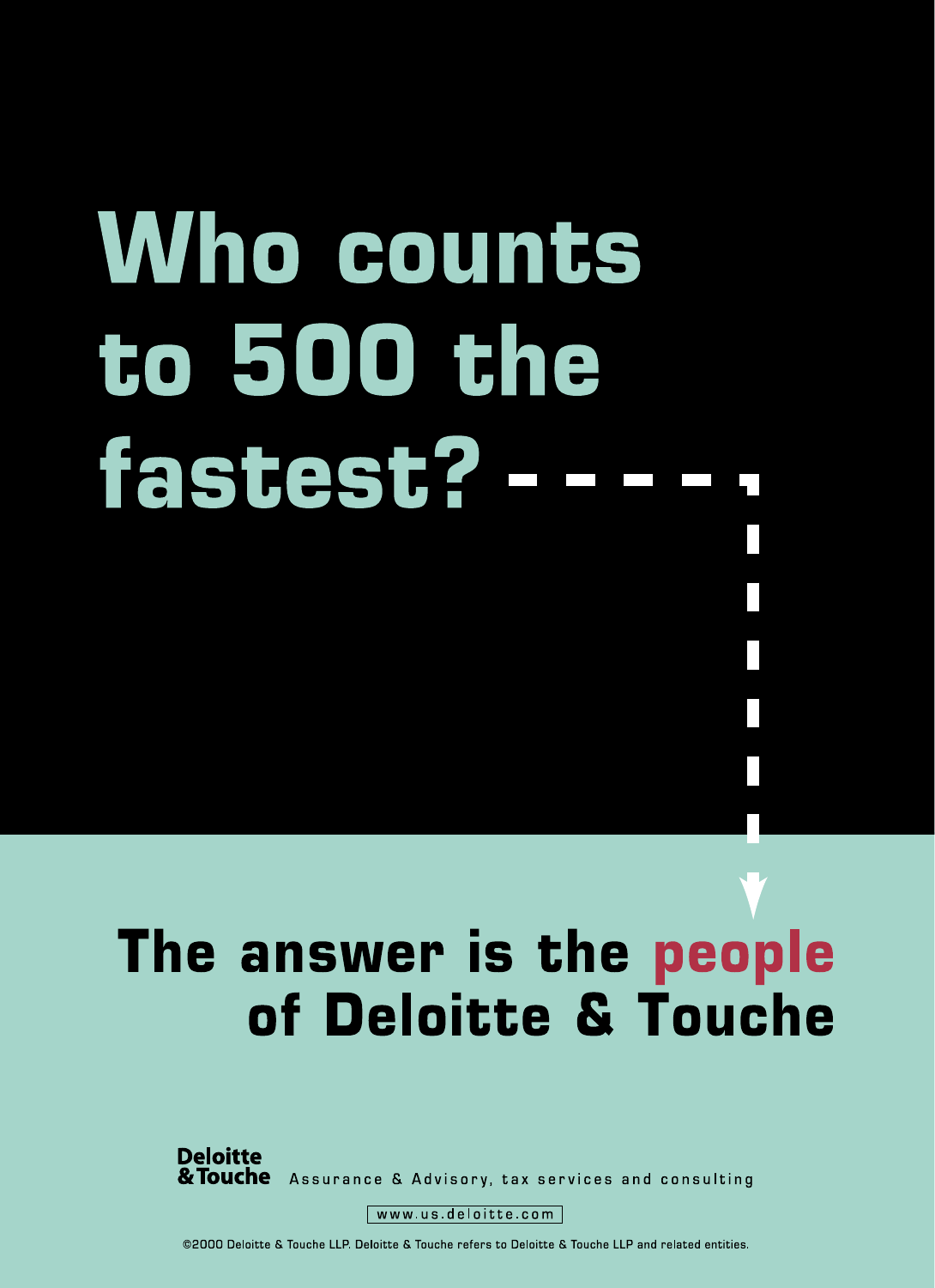# Who counts to 500 the fastest?

## The answer is the people of Deloitte & Touche

**Deloitte & Touche** Assurance & Advisory, tax services and consulting

www.us.deloitte.com

©2000 Deloitte & Touche LLP. Deloitte & Touche refers to Deloitte & Touche LLP and related entities.